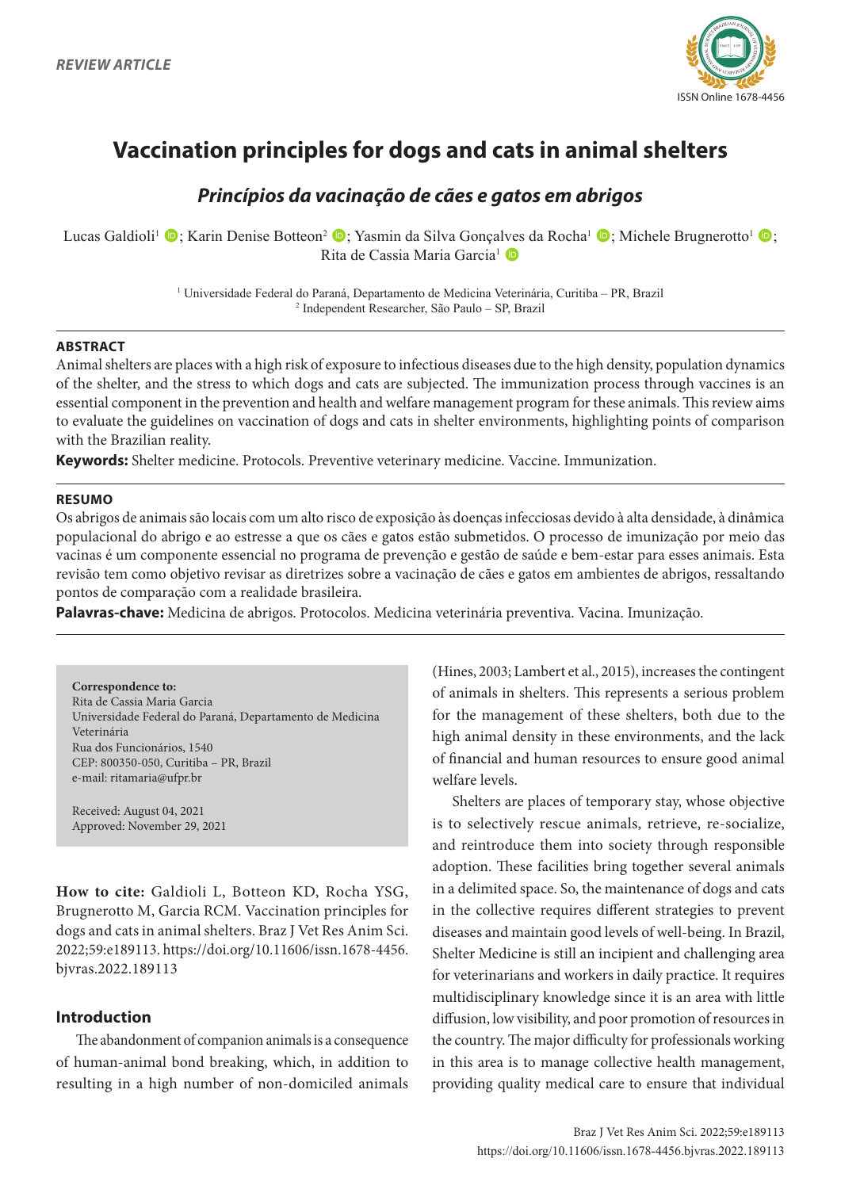*REVIEW ARTICLE*

ISSN Online 1678-4456

# Vaccination principles for dogs and cats in animal shelters

## *Princípios da vacinação de cães e gatos em abrigos*

Lucas Galdioli[1]; Karin Denise Botteon[2]; Yasmin da Silva Gonçalves da Rocha[1]; Michele Brugnerotto[1]; Rita de Cassia Maria Garcia[1]

[1] Universidade Federal do Paraná, Departamento de Medicina Veterinária, Curitiba – PR, Brazil
[2] Independent Researcher, São Paulo – SP, Brazil

**ABSTRACT**

Animal shelters are places with a high risk of exposure to infectious diseases due to the high density, population dynamics of the shelter, and the stress to which dogs and cats are subjected. The immunization process through vaccines is an essential component in the prevention and health and welfare management program for these animals. This review aims to evaluate the guidelines on vaccination of dogs and cats in shelter environments, highlighting points of comparison with the Brazilian reality.

**Keywords:** Shelter medicine. Protocols. Preventive veterinary medicine. Vaccine. Immunization.

**RESUMO**

Os abrigos de animais são locais com um alto risco de exposição às doenças infecciosas devido à alta densidade, à dinâmica populacional do abrigo e ao estresse a que os cães e gatos estão submetidos. O processo de imunização por meio das vacinas é um componente essencial no programa de prevenção e gestão de saúde e bem-estar para esses animais. Esta revisão tem como objetivo revisar as diretrizes sobre a vacinação de cães e gatos em ambientes de abrigos, ressaltando pontos de comparação com a realidade brasileira.

**Palavras-chave:** Medicina de abrigos. Protocolos. Medicina veterinária preventiva. Vacina. Imunização.

**Correspondence to:**
Rita de Cassia Maria Garcia
Universidade Federal do Paraná, Departamento de Medicina Veterinária
Rua dos Funcionários, 1540
CEP: 800350-050, Curitiba – PR, Brazil
e-mail: ritamaria@ufpr.br

Received: August 04, 2021
Approved: November 29, 2021

**How to cite:** Galdioli L, Botteon KD, Rocha YSG, Brugnerotto M, Garcia RCM. Vaccination principles for dogs and cats in animal shelters. Braz J Vet Res Anim Sci. 2022;59:e189113. https://doi.org/10.11606/issn.1678-4456.bjvras.2022.189113

## Introduction

The abandonment of companion animals is a consequence of human-animal bond breaking, which, in addition to resulting in a high number of non-domiciled animals (Hines, 2003; Lambert et al., 2015), increases the contingent of animals in shelters. This represents a serious problem for the management of these shelters, both due to the high animal density in these environments, and the lack of financial and human resources to ensure good animal welfare levels.

Shelters are places of temporary stay, whose objective is to selectively rescue animals, retrieve, re-socialize, and reintroduce them into society through responsible adoption. These facilities bring together several animals in a delimited space. So, the maintenance of dogs and cats in the collective requires different strategies to prevent diseases and maintain good levels of well-being. In Brazil, Shelter Medicine is still an incipient and challenging area for veterinarians and workers in daily practice. It requires multidisciplinary knowledge since it is an area with little diffusion, low visibility, and poor promotion of resources in the country. The major difficulty for professionals working in this area is to manage collective health management, providing quality medical care to ensure that individual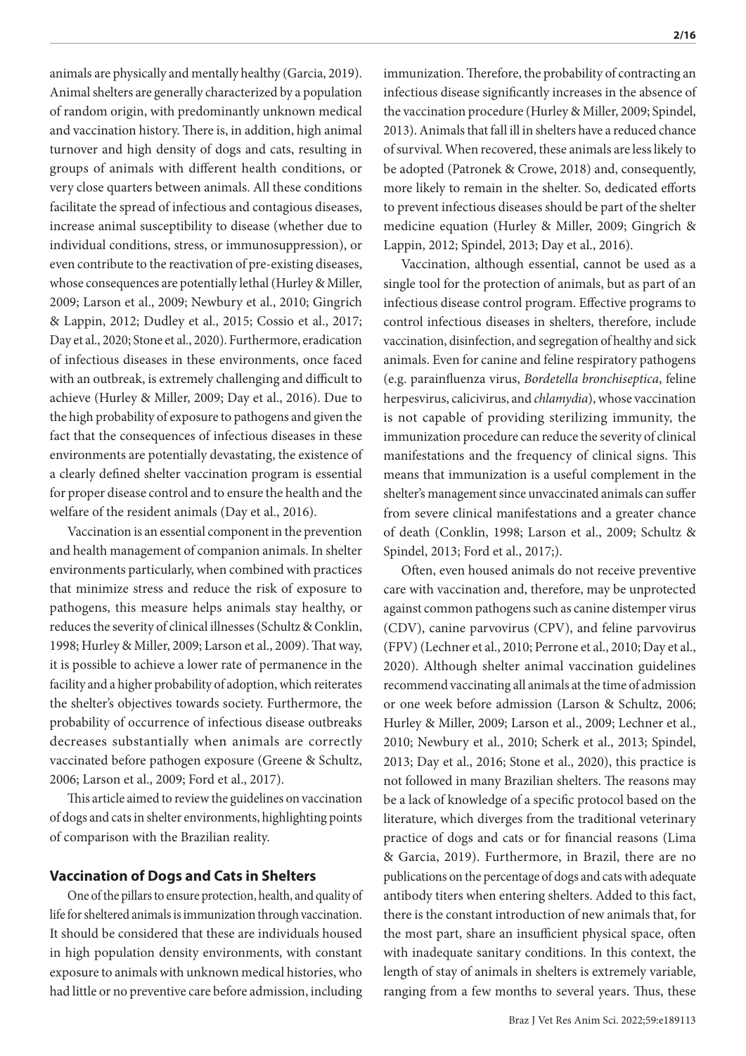animals are physically and mentally healthy (Garcia, 2019). Animal shelters are generally characterized by a population of random origin, with predominantly unknown medical and vaccination history. There is, in addition, high animal turnover and high density of dogs and cats, resulting in groups of animals with different health conditions, or very close quarters between animals. All these conditions facilitate the spread of infectious and contagious diseases, increase animal susceptibility to disease (whether due to individual conditions, stress, or immunosuppression), or even contribute to the reactivation of pre-existing diseases, whose consequences are potentially lethal (Hurley & Miller, 2009; Larson et al., 2009; Newbury et al., 2010; Gingrich & Lappin, 2012; Dudley et al., 2015; Cossio et al., 2017; Day et al., 2020; Stone et al., 2020). Furthermore, eradication of infectious diseases in these environments, once faced with an outbreak, is extremely challenging and difficult to achieve (Hurley & Miller, 2009; Day et al., 2016). Due to the high probability of exposure to pathogens and given the fact that the consequences of infectious diseases in these environments are potentially devastating, the existence of a clearly defined shelter vaccination program is essential for proper disease control and to ensure the health and the welfare of the resident animals (Day et al., 2016).

Vaccination is an essential component in the prevention and health management of companion animals. In shelter environments particularly, when combined with practices that minimize stress and reduce the risk of exposure to pathogens, this measure helps animals stay healthy, or reduces the severity of clinical illnesses (Schultz & Conklin, 1998; Hurley & Miller, 2009; Larson et al., 2009). That way, it is possible to achieve a lower rate of permanence in the facility and a higher probability of adoption, which reiterates the shelter's objectives towards society. Furthermore, the probability of occurrence of infectious disease outbreaks decreases substantially when animals are correctly vaccinated before pathogen exposure (Greene & Schultz, 2006; Larson et al., 2009; Ford et al., 2017).

This article aimed to review the guidelines on vaccination of dogs and cats in shelter environments, highlighting points of comparison with the Brazilian reality.

## Vaccination of Dogs and Cats in Shelters

One of the pillars to ensure protection, health, and quality of life for sheltered animals is immunization through vaccination. It should be considered that these are individuals housed in high population density environments, with constant exposure to animals with unknown medical histories, who had little or no preventive care before admission, including immunization. Therefore, the probability of contracting an infectious disease significantly increases in the absence of the vaccination procedure (Hurley & Miller, 2009; Spindel, 2013). Animals that fall ill in shelters have a reduced chance of survival. When recovered, these animals are less likely to be adopted (Patronek & Crowe, 2018) and, consequently, more likely to remain in the shelter. So, dedicated efforts to prevent infectious diseases should be part of the shelter medicine equation (Hurley & Miller, 2009; Gingrich & Lappin, 2012; Spindel, 2013; Day et al., 2016).

Vaccination, although essential, cannot be used as a single tool for the protection of animals, but as part of an infectious disease control program. Effective programs to control infectious diseases in shelters, therefore, include vaccination, disinfection, and segregation of healthy and sick animals. Even for canine and feline respiratory pathogens (e.g. parainfluenza virus, *Bordetella bronchiseptica*, feline herpesvirus, calicivirus, and *chlamydia*), whose vaccination is not capable of providing sterilizing immunity, the immunization procedure can reduce the severity of clinical manifestations and the frequency of clinical signs. This means that immunization is a useful complement in the shelter's management since unvaccinated animals can suffer from severe clinical manifestations and a greater chance of death (Conklin, 1998; Larson et al., 2009; Schultz & Spindel, 2013; Ford et al., 2017;).

Often, even housed animals do not receive preventive care with vaccination and, therefore, may be unprotected against common pathogens such as canine distemper virus (CDV), canine parvovirus (CPV), and feline parvovirus (FPV) (Lechner et al., 2010; Perrone et al., 2010; Day et al., 2020). Although shelter animal vaccination guidelines recommend vaccinating all animals at the time of admission or one week before admission (Larson & Schultz, 2006; Hurley & Miller, 2009; Larson et al., 2009; Lechner et al., 2010; Newbury et al., 2010; Scherk et al., 2013; Spindel, 2013; Day et al., 2016; Stone et al., 2020), this practice is not followed in many Brazilian shelters. The reasons may be a lack of knowledge of a specific protocol based on the literature, which diverges from the traditional veterinary practice of dogs and cats or for financial reasons (Lima & Garcia, 2019). Furthermore, in Brazil, there are no publications on the percentage of dogs and cats with adequate antibody titers when entering shelters. Added to this fact, there is the constant introduction of new animals that, for the most part, share an insufficient physical space, often with inadequate sanitary conditions. In this context, the length of stay of animals in shelters is extremely variable, ranging from a few months to several years. Thus, these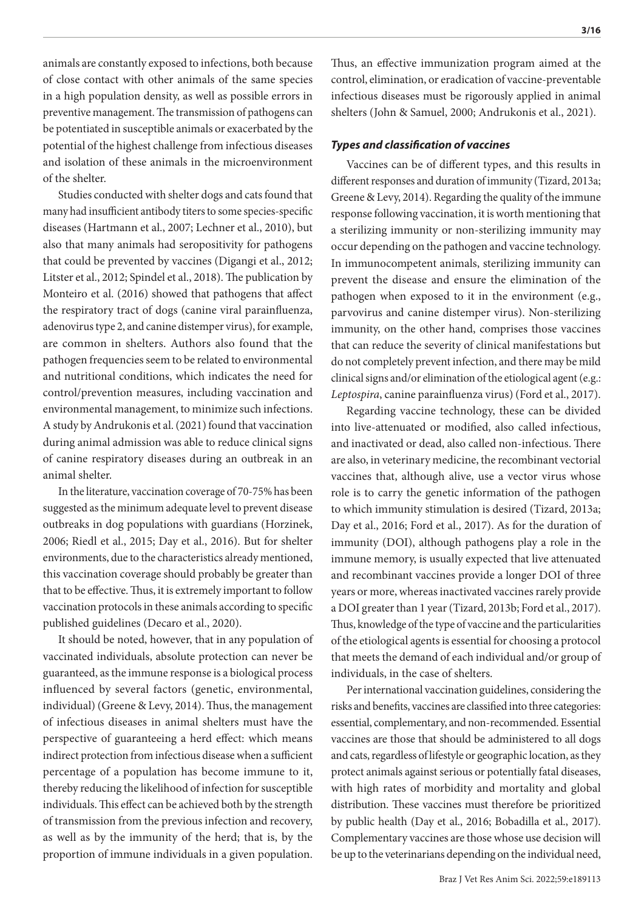animals are constantly exposed to infections, both because of close contact with other animals of the same species in a high population density, as well as possible errors in preventive management. The transmission of pathogens can be potentiated in susceptible animals or exacerbated by the potential of the highest challenge from infectious diseases and isolation of these animals in the microenvironment of the shelter.

Studies conducted with shelter dogs and cats found that many had insufficient antibody titers to some species-specific diseases (Hartmann et al., 2007; Lechner et al., 2010), but also that many animals had seropositivity for pathogens that could be prevented by vaccines (Digangi et al., 2012; Litster et al., 2012; Spindel et al., 2018). The publication by Monteiro et al. (2016) showed that pathogens that affect the respiratory tract of dogs (canine viral parainfluenza, adenovirus type 2, and canine distemper virus), for example, are common in shelters. Authors also found that the pathogen frequencies seem to be related to environmental and nutritional conditions, which indicates the need for control/prevention measures, including vaccination and environmental management, to minimize such infections. A study by Andrukonis et al. (2021) found that vaccination during animal admission was able to reduce clinical signs of canine respiratory diseases during an outbreak in an animal shelter.

In the literature, vaccination coverage of 70-75% has been suggested as the minimum adequate level to prevent disease outbreaks in dog populations with guardians (Horzinek, 2006; Riedl et al., 2015; Day et al., 2016). But for shelter environments, due to the characteristics already mentioned, this vaccination coverage should probably be greater than that to be effective. Thus, it is extremely important to follow vaccination protocols in these animals according to specific published guidelines (Decaro et al., 2020).

It should be noted, however, that in any population of vaccinated individuals, absolute protection can never be guaranteed, as the immune response is a biological process influenced by several factors (genetic, environmental, individual) (Greene & Levy, 2014). Thus, the management of infectious diseases in animal shelters must have the perspective of guaranteeing a herd effect: which means indirect protection from infectious disease when a sufficient percentage of a population has become immune to it, thereby reducing the likelihood of infection for susceptible individuals. This effect can be achieved both by the strength of transmission from the previous infection and recovery, as well as by the immunity of the herd; that is, by the proportion of immune individuals in a given population.

Thus, an effective immunization program aimed at the control, elimination, or eradication of vaccine-preventable infectious diseases must be rigorously applied in animal shelters (John & Samuel, 2000; Andrukonis et al., 2021).

### *Types and classification of vaccines*

Vaccines can be of different types, and this results in different responses and duration of immunity (Tizard, 2013a; Greene & Levy, 2014). Regarding the quality of the immune response following vaccination, it is worth mentioning that a sterilizing immunity or non-sterilizing immunity may occur depending on the pathogen and vaccine technology. In immunocompetent animals, sterilizing immunity can prevent the disease and ensure the elimination of the pathogen when exposed to it in the environment (e.g., parvovirus and canine distemper virus). Non-sterilizing immunity, on the other hand, comprises those vaccines that can reduce the severity of clinical manifestations but do not completely prevent infection, and there may be mild clinical signs and/or elimination of the etiological agent (e.g.: *Leptospira*, canine parainfluenza virus) (Ford et al., 2017).

Regarding vaccine technology, these can be divided into live-attenuated or modified, also called infectious, and inactivated or dead, also called non-infectious. There are also, in veterinary medicine, the recombinant vectorial vaccines that, although alive, use a vector virus whose role is to carry the genetic information of the pathogen to which immunity stimulation is desired (Tizard, 2013a; Day et al., 2016; Ford et al., 2017). As for the duration of immunity (DOI), although pathogens play a role in the immune memory, is usually expected that live attenuated and recombinant vaccines provide a longer DOI of three years or more, whereas inactivated vaccines rarely provide a DOI greater than 1 year (Tizard, 2013b; Ford et al., 2017). Thus, knowledge of the type of vaccine and the particularities of the etiological agents is essential for choosing a protocol that meets the demand of each individual and/or group of individuals, in the case of shelters.

Per international vaccination guidelines, considering the risks and benefits, vaccines are classified into three categories: essential, complementary, and non-recommended. Essential vaccines are those that should be administered to all dogs and cats, regardless of lifestyle or geographic location, as they protect animals against serious or potentially fatal diseases, with high rates of morbidity and mortality and global distribution. These vaccines must therefore be prioritized by public health (Day et al., 2016; Bobadilla et al., 2017). Complementary vaccines are those whose use decision will be up to the veterinarians depending on the individual need,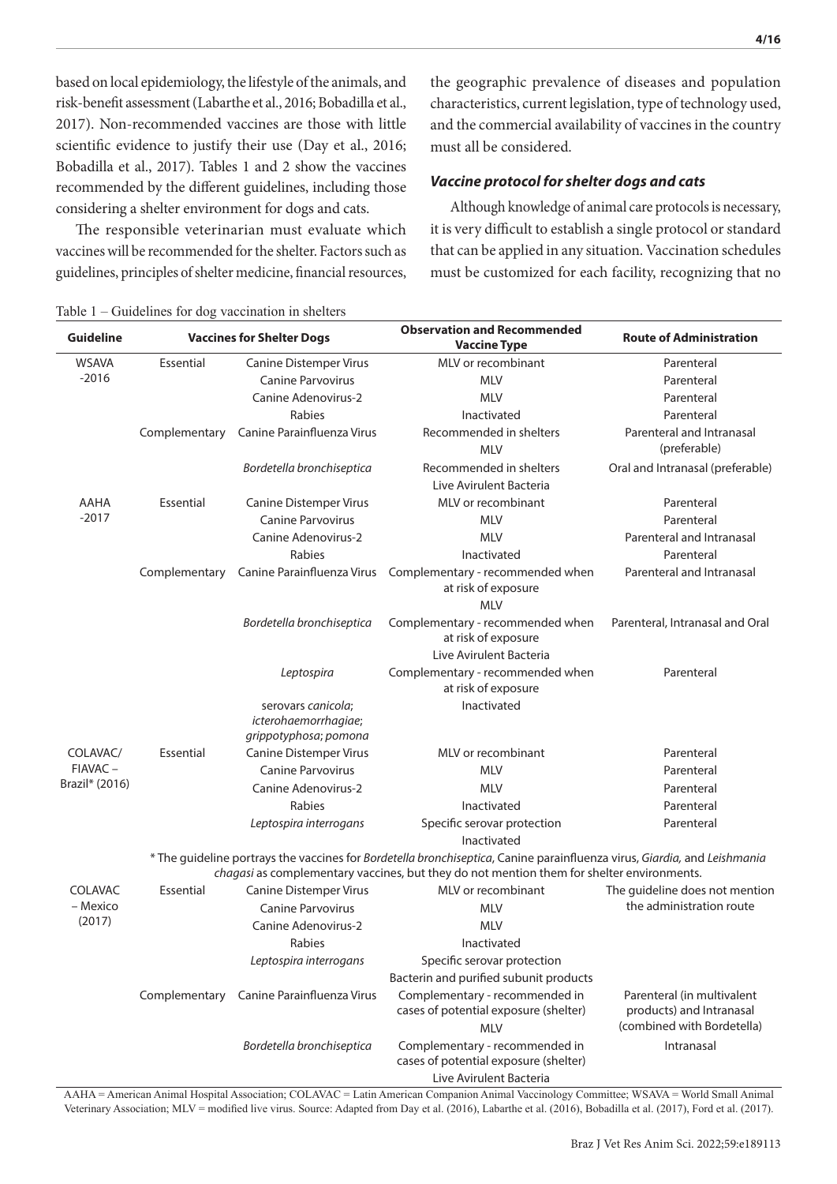based on local epidemiology, the lifestyle of the animals, and risk-benefit assessment (Labarthe et al., 2016; Bobadilla et al., 2017). Non-recommended vaccines are those with little scientific evidence to justify their use (Day et al., 2016; Bobadilla et al., 2017). Tables 1 and 2 show the vaccines recommended by the different guidelines, including those considering a shelter environment for dogs and cats.

The responsible veterinarian must evaluate which vaccines will be recommended for the shelter. Factors such as guidelines, principles of shelter medicine, financial resources, the geographic prevalence of diseases and population characteristics, current legislation, type of technology used, and the commercial availability of vaccines in the country must all be considered.

### *Vaccine protocol for shelter dogs and cats*

Although knowledge of animal care protocols is necessary, it is very difficult to establish a single protocol or standard that can be applied in any situation. Vaccination schedules must be customized for each facility, recognizing that no

Table 1 – Guidelines for dog vaccination in shelters

| Guideline | Vaccines for Shelter Dogs | | Observation and Recommended Vaccine Type | Route of Administration |
|---|---|---|---|---|
| WSAVA -2016 | Essential | Canine Distemper Virus | MLV or recombinant | Parenteral |
| | | Canine Parvovirus | MLV | Parenteral |
| | | Canine Adenovirus-2 | MLV | Parenteral |
| | | Rabies | Inactivated | Parenteral |
| | Complementary | Canine Parainfluenza Virus | Recommended in shelters MLV | Parenteral and Intranasal (preferable) |
| | | *Bordetella bronchiseptica* | Recommended in shelters Live Avirulent Bacteria | Oral and Intranasal (preferable) |
| AAHA -2017 | Essential | Canine Distemper Virus | MLV or recombinant | Parenteral |
| | | Canine Parvovirus | MLV | Parenteral |
| | | Canine Adenovirus-2 | MLV | Parenteral and Intranasal |
| | | Rabies | Inactivated | Parenteral |
| | Complementary | Canine Parainfluenza Virus | Complementary - recommended when at risk of exposure MLV | Parenteral and Intranasal |
| | | *Bordetella bronchiseptica* | Complementary - recommended when at risk of exposure Live Avirulent Bacteria | Parenteral, Intranasal and Oral |
| | | *Leptospira* serovars *canicola*; *icterohaemorrhagiae*; *grippotyphosa*; *pomona* | Complementary - recommended when at risk of exposure Inactivated | Parenteral |
| COLAVAC/ FIAVAC – Brazil* (2016) | Essential | Canine Distemper Virus | MLV or recombinant | Parenteral |
| | | Canine Parvovirus | MLV | Parenteral |
| | | Canine Adenovirus-2 | MLV | Parenteral |
| | | Rabies | Inactivated | Parenteral |
| | | *Leptospira interrogans* | Specific serovar protection Inactivated | Parenteral |
| | * The guideline portrays the vaccines for *Bordetella bronchiseptica*, Canine parainfluenza virus, *Giardia,* and *Leishmania chagasi* as complementary vaccines, but they do not mention them for shelter environments. | | | |
| COLAVAC – Mexico (2017) | Essential | Canine Distemper Virus | MLV or recombinant | The guideline does not mention the administration route |
| | | Canine Parvovirus | MLV | |
| | | Canine Adenovirus-2 | MLV | |
| | | Rabies | Inactivated | |
| | | *Leptospira interrogans* | Specific serovar protection Bacterin and purified subunit products | |
| | Complementary | Canine Parainfluenza Virus | Complementary - recommended in cases of potential exposure (shelter) MLV | Parenteral (in multivalent products) and Intranasal (combined with Bordetella) |
| | | *Bordetella bronchiseptica* | Complementary - recommended in cases of potential exposure (shelter) Live Avirulent Bacteria | Intranasal |

AAHA = American Animal Hospital Association; COLAVAC = Latin American Companion Animal Vaccinology Committee; WSAVA = World Small Animal Veterinary Association; MLV = modified live virus. Source: Adapted from Day et al. (2016), Labarthe et al. (2016), Bobadilla et al. (2017), Ford et al. (2017).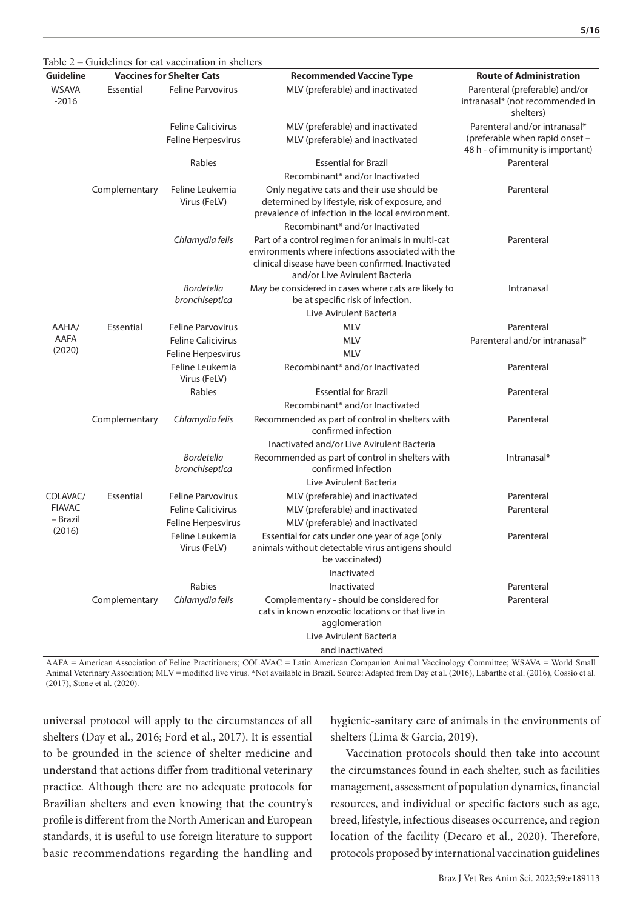Table 2 – Guidelines for cat vaccination in shelters

| Guideline | Vaccines for Shelter Cats | | Recommended Vaccine Type | Route of Administration |
|---|---|---|---|---|
| WSAVA -2016 | Essential | Feline Parvovirus | MLV (preferable) and inactivated | Parenteral (preferable) and/or intranasal* (not recommended in shelters) |
| | | Feline Calicivirus | MLV (preferable) and inactivated | Parenteral and/or intranasal* (preferable when rapid onset – 48 h - of immunity is important) |
| | | Feline Herpesvirus | MLV (preferable) and inactivated | |
| | | Rabies | Essential for Brazil<br>Recombinant* and/or Inactivated | Parenteral |
| | Complementary | Feline Leukemia Virus (FeLV) | Only negative cats and their use should be determined by lifestyle, risk of exposure, and prevalence of infection in the local environment.<br>Recombinant* and/or Inactivated | Parenteral |
| | | *Chlamydia felis* | Part of a control regimen for animals in multi-cat environments where infections associated with the clinical disease have been confirmed. Inactivated and/or Live Avirulent Bacteria | Parenteral |
| | | *Bordetella bronchiseptica* | May be considered in cases where cats are likely to be at specific risk of infection.<br>Live Avirulent Bacteria | Intranasal |
| AAHA/ AAFA (2020) | Essential | Feline Parvovirus | MLV | Parenteral |
| | | Feline Calicivirus | MLV | Parenteral and/or intranasal* |
| | | Feline Herpesvirus | MLV | |
| | | Feline Leukemia Virus (FeLV) | Recombinant* and/or Inactivated | Parenteral |
| | | Rabies | Essential for Brazil<br>Recombinant* and/or Inactivated | Parenteral |
| | Complementary | *Chlamydia felis* | Recommended as part of control in shelters with confirmed infection<br>Inactivated and/or Live Avirulent Bacteria | Parenteral |
| | | *Bordetella bronchiseptica* | Recommended as part of control in shelters with confirmed infection<br>Live Avirulent Bacteria | Intranasal* |
| COLAVAC/ FIAVAC – Brazil (2016) | Essential | Feline Parvovirus | MLV (preferable) and inactivated | Parenteral |
| | | Feline Calicivirus | MLV (preferable) and inactivated | Parenteral |
| | | Feline Herpesvirus | MLV (preferable) and inactivated | Parenteral |
| | | Feline Leukemia Virus (FeLV) | Essential for cats under one year of age (only animals without detectable virus antigens should be vaccinated)<br>Inactivated | Parenteral |
| | | Rabies | Inactivated | Parenteral |
| | Complementary | *Chlamydia felis* | Complementary - should be considered for cats in known enzootic locations or that live in agglomeration<br>Live Avirulent Bacteria and inactivated | Parenteral |

AAFA = American Association of Feline Practitioners; COLAVAC = Latin American Companion Animal Vaccinology Committee; WSAVA = World Small Animal Veterinary Association; MLV = modified live virus. *Not available in Brazil. Source: Adapted from Day et al. (2016), Labarthe et al. (2016), Cossío et al. (2017), Stone et al. (2020).

universal protocol will apply to the circumstances of all shelters (Day et al., 2016; Ford et al., 2017). It is essential to be grounded in the science of shelter medicine and understand that actions differ from traditional veterinary practice. Although there are no adequate protocols for Brazilian shelters and even knowing that the country's profile is different from the North American and European standards, it is useful to use foreign literature to support basic recommendations regarding the handling and hygienic-sanitary care of animals in the environments of shelters (Lima & Garcia, 2019).

Vaccination protocols should then take into account the circumstances found in each shelter, such as facilities management, assessment of population dynamics, financial resources, and individual or specific factors such as age, breed, lifestyle, infectious diseases occurrence, and region location of the facility (Decaro et al., 2020). Therefore, protocols proposed by international vaccination guidelines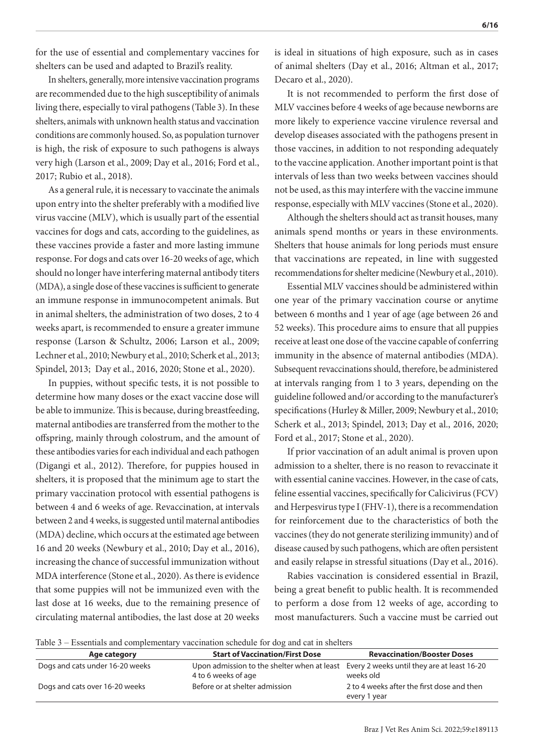for the use of essential and complementary vaccines for shelters can be used and adapted to Brazil's reality.

In shelters, generally, more intensive vaccination programs are recommended due to the high susceptibility of animals living there, especially to viral pathogens (Table 3). In these shelters, animals with unknown health status and vaccination conditions are commonly housed. So, as population turnover is high, the risk of exposure to such pathogens is always very high (Larson et al., 2009; Day et al., 2016; Ford et al., 2017; Rubio et al., 2018).

As a general rule, it is necessary to vaccinate the animals upon entry into the shelter preferably with a modified live virus vaccine (MLV), which is usually part of the essential vaccines for dogs and cats, according to the guidelines, as these vaccines provide a faster and more lasting immune response. For dogs and cats over 16-20 weeks of age, which should no longer have interfering maternal antibody titers (MDA), a single dose of these vaccines is sufficient to generate an immune response in immunocompetent animals. But in animal shelters, the administration of two doses, 2 to 4 weeks apart, is recommended to ensure a greater immune response (Larson & Schultz, 2006; Larson et al., 2009; Lechner et al., 2010; Newbury et al., 2010; Scherk et al., 2013; Spindel, 2013; Day et al., 2016, 2020; Stone et al., 2020).

In puppies, without specific tests, it is not possible to determine how many doses or the exact vaccine dose will be able to immunize. This is because, during breastfeeding, maternal antibodies are transferred from the mother to the offspring, mainly through colostrum, and the amount of these antibodies varies for each individual and each pathogen (Digangi et al., 2012). Therefore, for puppies housed in shelters, it is proposed that the minimum age to start the primary vaccination protocol with essential pathogens is between 4 and 6 weeks of age. Revaccination, at intervals between 2 and 4 weeks, is suggested until maternal antibodies (MDA) decline, which occurs at the estimated age between 16 and 20 weeks (Newbury et al., 2010; Day et al., 2016), increasing the chance of successful immunization without MDA interference (Stone et al., 2020). As there is evidence that some puppies will not be immunized even with the last dose at 16 weeks, due to the remaining presence of circulating maternal antibodies, the last dose at 20 weeks is ideal in situations of high exposure, such as in cases of animal shelters (Day et al., 2016; Altman et al., 2017; Decaro et al., 2020).

It is not recommended to perform the first dose of MLV vaccines before 4 weeks of age because newborns are more likely to experience vaccine virulence reversal and develop diseases associated with the pathogens present in those vaccines, in addition to not responding adequately to the vaccine application. Another important point is that intervals of less than two weeks between vaccines should not be used, as this may interfere with the vaccine immune response, especially with MLV vaccines (Stone et al., 2020).

Although the shelters should act as transit houses, many animals spend months or years in these environments. Shelters that house animals for long periods must ensure that vaccinations are repeated, in line with suggested recommendations for shelter medicine (Newbury et al., 2010).

Essential MLV vaccines should be administered within one year of the primary vaccination course or anytime between 6 months and 1 year of age (age between 26 and 52 weeks). This procedure aims to ensure that all puppies receive at least one dose of the vaccine capable of conferring immunity in the absence of maternal antibodies (MDA). Subsequent revaccinations should, therefore, be administered at intervals ranging from 1 to 3 years, depending on the guideline followed and/or according to the manufacturer's specifications (Hurley & Miller, 2009; Newbury et al., 2010; Scherk et al., 2013; Spindel, 2013; Day et al., 2016, 2020; Ford et al., 2017; Stone et al., 2020).

If prior vaccination of an adult animal is proven upon admission to a shelter, there is no reason to revaccinate it with essential canine vaccines. However, in the case of cats, feline essential vaccines, specifically for Calicivirus (FCV) and Herpesvirus type I (FHV-1), there is a recommendation for reinforcement due to the characteristics of both the vaccines (they do not generate sterilizing immunity) and of disease caused by such pathogens, which are often persistent and easily relapse in stressful situations (Day et al., 2016).

Rabies vaccination is considered essential in Brazil, being a great benefit to public health. It is recommended to perform a dose from 12 weeks of age, according to most manufacturers. Such a vaccine must be carried out

Table 3 – Essentials and complementary vaccination schedule for dog and cat in shelters

| Age category | Start of Vaccination/First Dose | Revaccination/Booster Doses |
|---|---|---|
| Dogs and cats under 16-20 weeks | Upon admission to the shelter when at least 4 to 6 weeks of age | Every 2 weeks until they are at least 16-20 weeks old |
| Dogs and cats over 16-20 weeks | Before or at shelter admission | 2 to 4 weeks after the first dose and then every 1 year |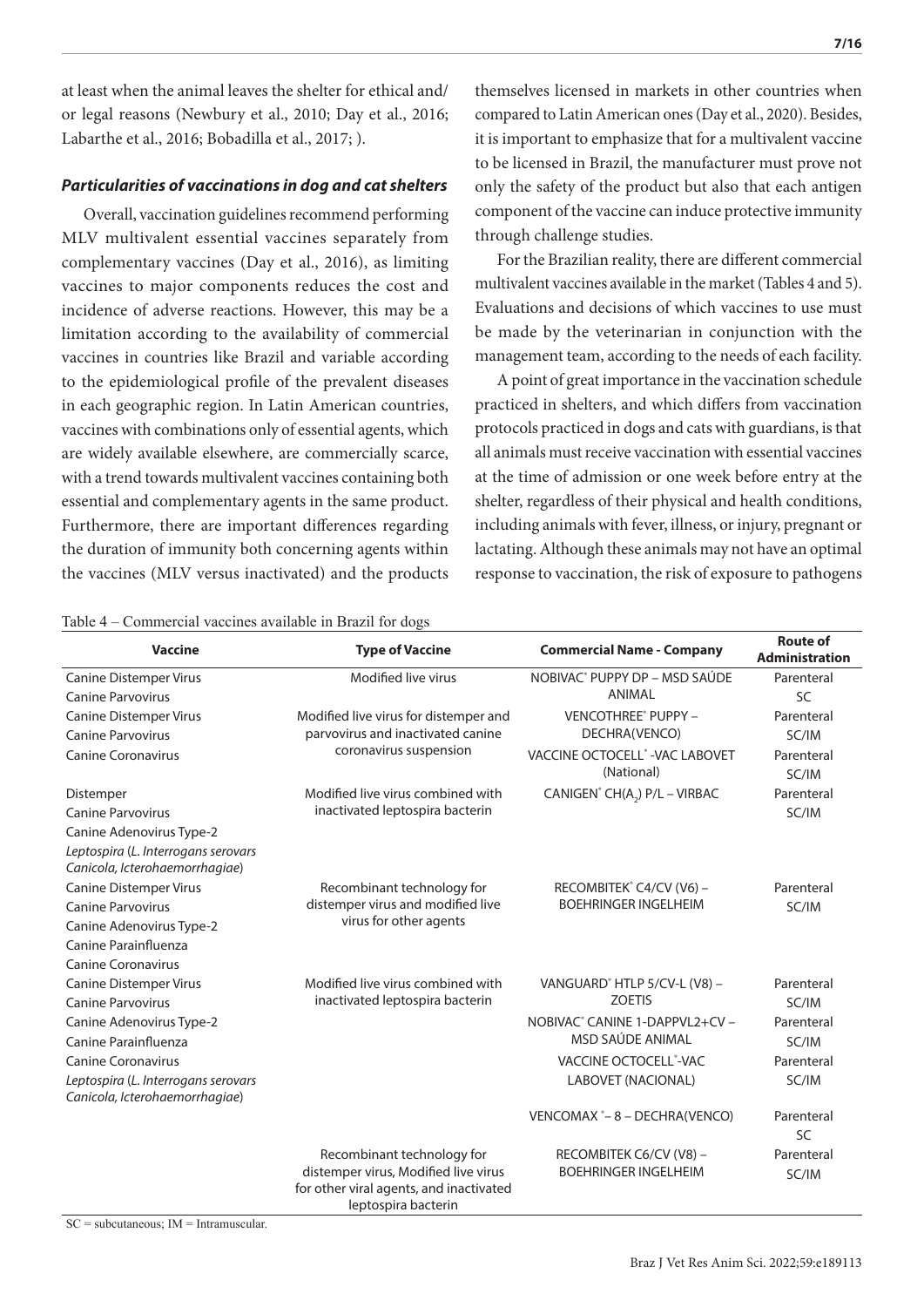at least when the animal leaves the shelter for ethical and/ or legal reasons (Newbury et al., 2010; Day et al., 2016; Labarthe et al., 2016; Bobadilla et al., 2017; ).

### *Particularities of vaccinations in dog and cat shelters*

Overall, vaccination guidelines recommend performing MLV multivalent essential vaccines separately from complementary vaccines (Day et al., 2016), as limiting vaccines to major components reduces the cost and incidence of adverse reactions. However, this may be a limitation according to the availability of commercial vaccines in countries like Brazil and variable according to the epidemiological profile of the prevalent diseases in each geographic region. In Latin American countries, vaccines with combinations only of essential agents, which are widely available elsewhere, are commercially scarce, with a trend towards multivalent vaccines containing both essential and complementary agents in the same product. Furthermore, there are important differences regarding the duration of immunity both concerning agents within the vaccines (MLV versus inactivated) and the products themselves licensed in markets in other countries when compared to Latin American ones (Day et al., 2020). Besides, it is important to emphasize that for a multivalent vaccine to be licensed in Brazil, the manufacturer must prove not only the safety of the product but also that each antigen component of the vaccine can induce protective immunity through challenge studies.

For the Brazilian reality, there are different commercial multivalent vaccines available in the market (Tables 4 and 5). Evaluations and decisions of which vaccines to use must be made by the veterinarian in conjunction with the management team, according to the needs of each facility.

A point of great importance in the vaccination schedule practiced in shelters, and which differs from vaccination protocols practiced in dogs and cats with guardians, is that all animals must receive vaccination with essential vaccines at the time of admission or one week before entry at the shelter, regardless of their physical and health conditions, including animals with fever, illness, or injury, pregnant or lactating. Although these animals may not have an optimal response to vaccination, the risk of exposure to pathogens

Table 4 – Commercial vaccines available in Brazil for dogs

| Vaccine | Type of Vaccine | Commercial Name - Company | Route of Administration |
|---|---|---|---|
| Canine Distemper Virus<br>Canine Parvovirus | Modified live virus | NOBIVAC® PUPPY DP – MSD SAÚDE ANIMAL | Parenteral<br>SC |
| Canine Distemper Virus<br>Canine Parvovirus<br>Canine Coronavirus | Modified live virus for distemper and parvovirus and inactivated canine coronavirus suspension | VENCOTHREE® PUPPY – DECHRA(VENCO) | Parenteral<br>SC/IM |
| | | VACCINE OCTOCELL® -VAC LABOVET (National) | Parenteral<br>SC/IM |
| Distemper<br>Canine Parvovirus<br>Canine Adenovirus Type-2<br>*Leptospira* (*L. Interrogans serovars Canicola, Icterohaemorrhagiae*) | Modified live virus combined with inactivated leptospira bacterin | CANIGEN® CH($A_2$) P/L – VIRBAC | Parenteral<br>SC/IM |
| Canine Distemper Virus<br>Canine Parvovirus<br>Canine Adenovirus Type-2<br>Canine Parainfluenza<br>Canine Coronavirus | Recombinant technology for distemper virus and modified live virus for other agents | RECOMBITEK® C4/CV (V6) – BOEHRINGER INGELHEIM | Parenteral<br>SC/IM |
| Canine Distemper Virus<br>Canine Parvovirus<br>Canine Adenovirus Type-2<br>Canine Parainfluenza<br>Canine Coronavirus<br>*Leptospira* (*L. Interrogans serovars Canicola, Icterohaemorrhagiae*) | Modified live virus combined with inactivated leptospira bacterin | VANGUARD® HTLP 5/CV-L (V8) – ZOETIS | Parenteral<br>SC/IM |
| | | NOBIVAC® CANINE 1-DAPPVL2+CV – MSD SAÚDE ANIMAL | Parenteral<br>SC/IM |
| | | VACCINE OCTOCELL®-VAC LABOVET (NACIONAL) | Parenteral<br>SC/IM |
| | | VENCOMAX ®– 8 – DECHRA(VENCO) | Parenteral<br>SC |
| | Recombinant technology for distemper virus, Modified live virus for other viral agents, and inactivated leptospira bacterin | RECOMBITEK C6/CV (V8) – BOEHRINGER INGELHEIM | Parenteral<br>SC/IM |

SC = subcutaneous; IM = Intramuscular.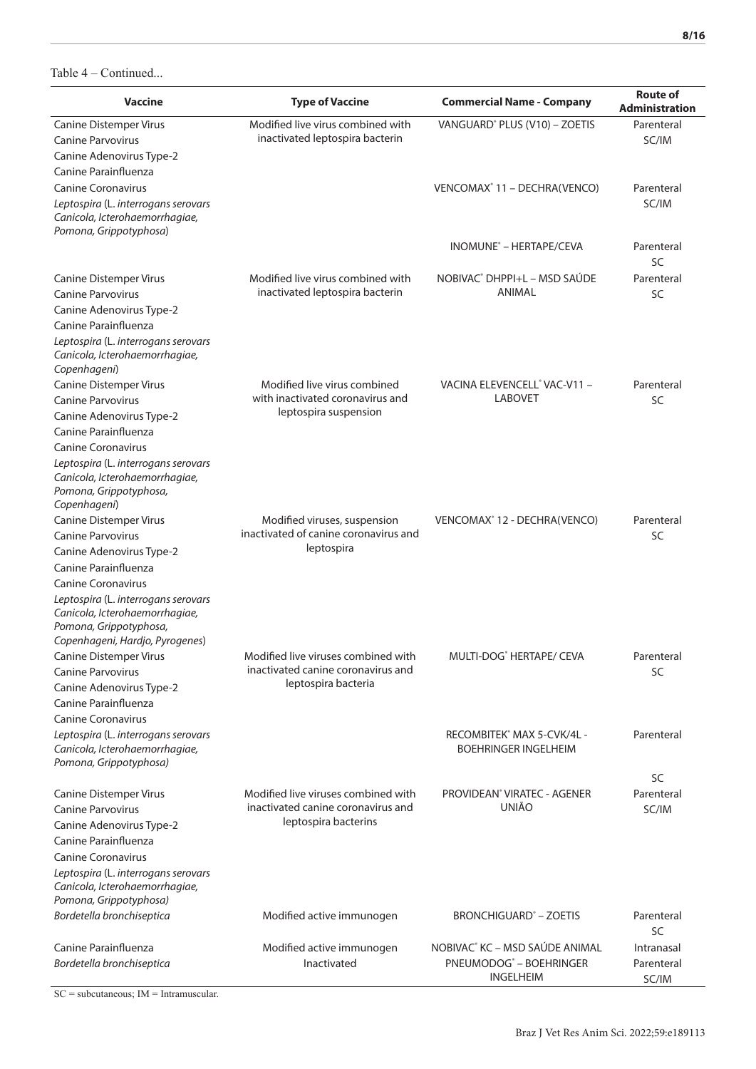Table 4 – Continued...

| Vaccine | Type of Vaccine | Commercial Name - Company | Route of Administration |
|---|---|---|---|
| Canine Distemper Virus<br>Canine Parvovirus<br>Canine Adenovirus Type-2<br>Canine Parainfluenza<br>Canine Coronavirus<br>*Leptospira* (*L. interrogans serovars Canicola, Icterohaemorrhagiae, Pomona, Grippotyphosa*) | Modified live virus combined with inactivated leptospira bacterin | VANGUARD® PLUS (V10) – ZOETIS | Parenteral SC/IM |
| | | VENCOMAX® 11 – DECHRA(VENCO) | Parenteral SC/IM |
| | | INOMUNE® – HERTAPE/CEVA | Parenteral SC |
| Canine Distemper Virus<br>Canine Parvovirus<br>Canine Adenovirus Type-2<br>Canine Parainfluenza<br>*Leptospira* (*L. interrogans serovars Canicola, Icterohaemorrhagiae, Copenhageni*) | Modified live virus combined with inactivated leptospira bacterin | NOBIVAC® DHPPI+L – MSD SAÚDE ANIMAL | Parenteral SC |
| Canine Distemper Virus<br>Canine Parvovirus<br>Canine Adenovirus Type-2<br>Canine Parainfluenza<br>Canine Coronavirus<br>*Leptospira* (*L. interrogans serovars Canicola, Icterohaemorrhagiae, Pomona, Grippotyphosa, Copenhageni*) | Modified live virus combined with inactivated coronavirus and leptospira suspension | VACINA ELEVENCELL® VAC-V11 – LABOVET | Parenteral SC |
| Canine Distemper Virus<br>Canine Parvovirus<br>Canine Adenovirus Type-2<br>Canine Parainfluenza<br>Canine Coronavirus<br>*Leptospira* (*L. interrogans serovars Canicola, Icterohaemorrhagiae, Pomona, Grippotyphosa, Copenhageni, Hardjo, Pyrogenes*) | Modified viruses, suspension inactivated of canine coronavirus and leptospira | VENCOMAX® 12 - DECHRA(VENCO) | Parenteral SC |
| Canine Distemper Virus<br>Canine Parvovirus<br>Canine Adenovirus Type-2<br>Canine Parainfluenza<br>Canine Coronavirus<br>*Leptospira* (*L. interrogans serovars Canicola, Icterohaemorrhagiae, Pomona, Grippotyphosa)* | Modified live viruses combined with inactivated canine coronavirus and leptospira bacteria | MULTI-DOG® HERTAPE/ CEVA | Parenteral SC |
| | | RECOMBITEK® MAX 5-CVK/4L - BOEHRINGER INGELHEIM | Parenteral SC |
| Canine Distemper Virus<br>Canine Parvovirus<br>Canine Adenovirus Type-2<br>Canine Parainfluenza<br>Canine Coronavirus<br>*Leptospira* (*L. interrogans serovars Canicola, Icterohaemorrhagiae, Pomona, Grippotyphosa)* | Modified live viruses combined with inactivated canine coronavirus and leptospira bacterins | PROVIDEAN® VIRATEC - AGENER UNIÃO | Parenteral SC/IM |
| *Bordetella bronchiseptica* | Modified active immunogen | BRONCHIGUARD® – ZOETIS | Parenteral SC |
| Canine Parainfluenza | Modified active immunogen | NOBIVAC® KC – MSD SAÚDE ANIMAL | Intranasal |
| *Bordetella bronchiseptica* | Inactivated | PNEUMODOG® – BOEHRINGER INGELHEIM | Parenteral SC/IM |

SC = subcutaneous; IM = Intramuscular.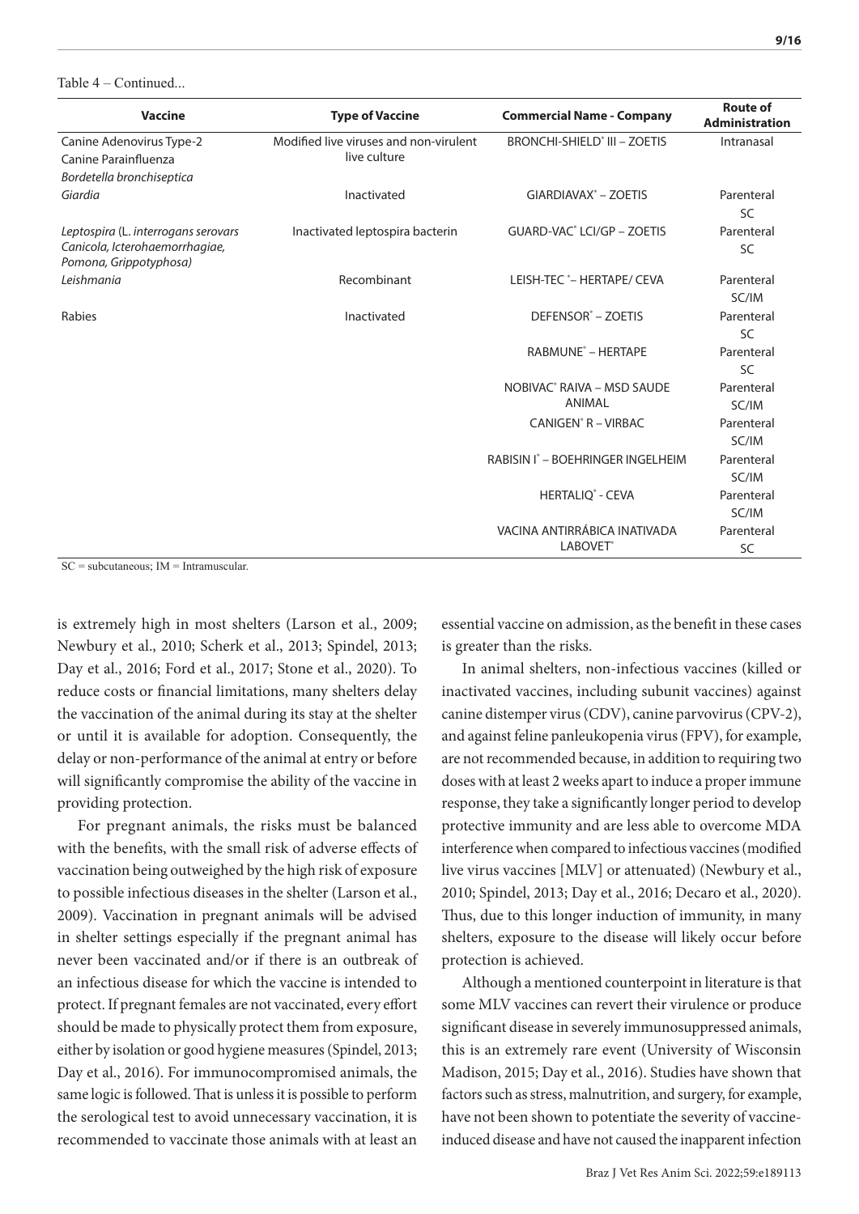Table 4 – Continued...

| Vaccine | Type of Vaccine | Commercial Name - Company | Route of Administration |
|---|---|---|---|
| Canine Adenovirus Type-2<br>Canine Parainfluenza<br>*Bordetella bronchiseptica* | Modified live viruses and non-virulent live culture | BRONCHI-SHIELD® III – ZOETIS | Intranasal |
| *Giardia* | Inactivated | GIARDIAVAX® – ZOETIS | Parenteral SC |
| *Leptospira* (*L. interrogans serovars Canicola, Icterohaemorrhagiae, Pomona, Grippotyphosa)* | Inactivated leptospira bacterin | GUARD-VAC® LCI/GP – ZOETIS | Parenteral SC |
| *Leishmania* | Recombinant | LEISH-TEC ®– HERTAPE/ CEVA | Parenteral SC/IM |
| Rabies | Inactivated | DEFENSOR® – ZOETIS | Parenteral SC |
| | | RABMUNE® – HERTAPE | Parenteral SC |
| | | NOBIVAC® RAIVA – MSD SAUDE ANIMAL | Parenteral SC/IM |
| | | CANIGEN® R – VIRBAC | Parenteral SC/IM |
| | | RABISIN I® – BOEHRINGER INGELHEIM | Parenteral SC/IM |
| | | HERTALIQ® - CEVA | Parenteral SC/IM |
| | | VACINA ANTIRRÁBICA INATIVADA LABOVET® | Parenteral SC |

SC = subcutaneous; IM = Intramuscular.

is extremely high in most shelters (Larson et al., 2009; Newbury et al., 2010; Scherk et al., 2013; Spindel, 2013; Day et al., 2016; Ford et al., 2017; Stone et al., 2020). To reduce costs or financial limitations, many shelters delay the vaccination of the animal during its stay at the shelter or until it is available for adoption. Consequently, the delay or non-performance of the animal at entry or before will significantly compromise the ability of the vaccine in providing protection.

For pregnant animals, the risks must be balanced with the benefits, with the small risk of adverse effects of vaccination being outweighed by the high risk of exposure to possible infectious diseases in the shelter (Larson et al., 2009). Vaccination in pregnant animals will be advised in shelter settings especially if the pregnant animal has never been vaccinated and/or if there is an outbreak of an infectious disease for which the vaccine is intended to protect. If pregnant females are not vaccinated, every effort should be made to physically protect them from exposure, either by isolation or good hygiene measures (Spindel, 2013; Day et al., 2016). For immunocompromised animals, the same logic is followed. That is unless it is possible to perform the serological test to avoid unnecessary vaccination, it is recommended to vaccinate those animals with at least an essential vaccine on admission, as the benefit in these cases is greater than the risks.

In animal shelters, non-infectious vaccines (killed or inactivated vaccines, including subunit vaccines) against canine distemper virus (CDV), canine parvovirus (CPV-2), and against feline panleukopenia virus (FPV), for example, are not recommended because, in addition to requiring two doses with at least 2 weeks apart to induce a proper immune response, they take a significantly longer period to develop protective immunity and are less able to overcome MDA interference when compared to infectious vaccines (modified live virus vaccines [MLV] or attenuated) (Newbury et al., 2010; Spindel, 2013; Day et al., 2016; Decaro et al., 2020). Thus, due to this longer induction of immunity, in many shelters, exposure to the disease will likely occur before protection is achieved.

Although a mentioned counterpoint in literature is that some MLV vaccines can revert their virulence or produce significant disease in severely immunosuppressed animals, this is an extremely rare event (University of Wisconsin Madison, 2015; Day et al., 2016). Studies have shown that factors such as stress, malnutrition, and surgery, for example, have not been shown to potentiate the severity of vaccine-induced disease and have not caused the inapparent infection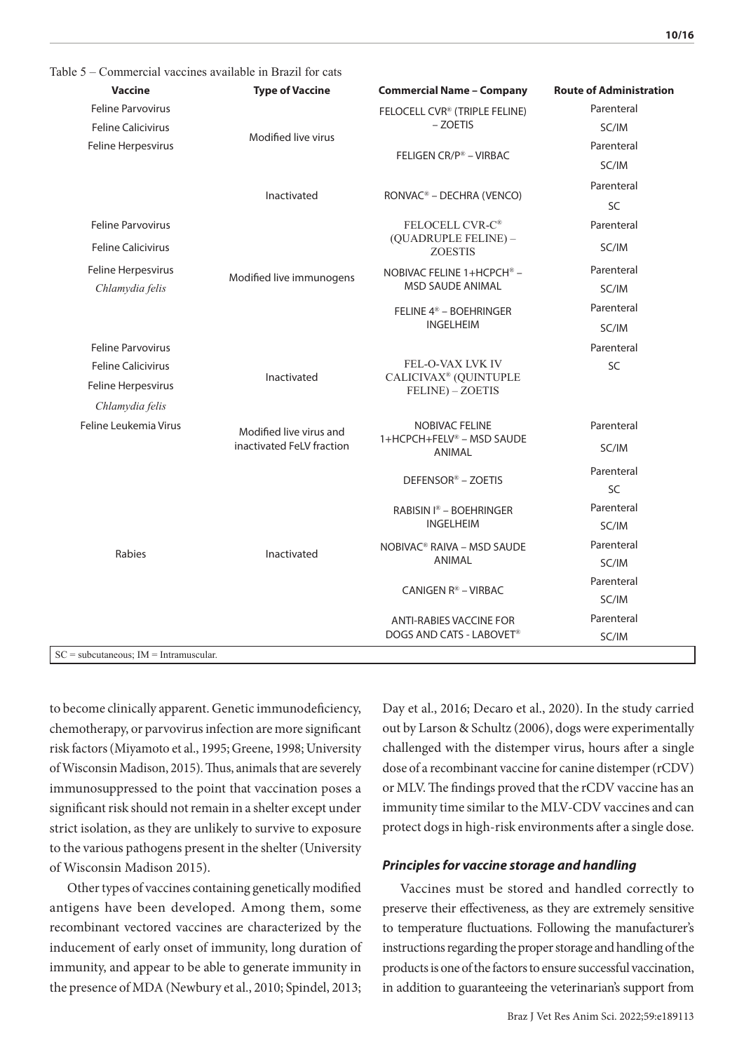Table 5 – Commercial vaccines available in Brazil for cats

| Vaccine | Type of Vaccine | Commercial Name – Company | Route of Administration |
|---|---|---|---|
| Feline Parvovirus<br>Feline Calicivirus<br>Feline Herpesvirus | Modified live virus | FELOCELL CVR® (TRIPLE FELINE) – ZOETIS | Parenteral<br>SC/IM |
| | | FELIGEN CR/P® – VIRBAC | Parenteral<br>SC/IM |
| | Inactivated | RONVAC® – DECHRA (VENCO) | Parenteral<br>SC |
| Feline Parvovirus<br>Feline Calicivirus<br>Feline Herpesvirus<br>*Chlamydia felis* | Modified live immunogens | FELOCELL CVR-C® (QUADRUPLE FELINE) – ZOESTIS | Parenteral<br>SC/IM |
| | | NOBIVAC FELINE 1+HCPCH® – MSD SAUDE ANIMAL | Parenteral<br>SC/IM |
| | | FELINE 4® – BOEHRINGER INGELHEIM | Parenteral<br>SC/IM |
| Feline Parvovirus<br>Feline Calicivirus<br>Feline Herpesvirus<br>*Chlamydia felis* | Inactivated | FEL-O-VAX LVK IV CALICIVAX® (QUINTUPLE FELINE) – ZOETIS | Parenteral<br>SC |
| Feline Leukemia Virus | Modified live virus and inactivated FeLV fraction | NOBIVAC FELINE 1+HCPCH+FELV® – MSD SAUDE ANIMAL | Parenteral<br>SC/IM |
| Rabies | Inactivated | DEFENSOR® – ZOETIS | Parenteral<br>SC |
| | | RABISIN I® – BOEHRINGER INGELHEIM | Parenteral<br>SC/IM |
| | | NOBIVAC® RAIVA – MSD SAUDE ANIMAL | Parenteral<br>SC/IM |
| | | CANIGEN R® – VIRBAC | Parenteral<br>SC/IM |
| | | ANTI-RABIES VACCINE FOR DOGS AND CATS - LABOVET® | Parenteral<br>SC/IM |

SC = subcutaneous; IM = Intramuscular.

to become clinically apparent. Genetic immunodeficiency, chemotherapy, or parvovirus infection are more significant risk factors (Miyamoto et al., 1995; Greene, 1998; University of Wisconsin Madison, 2015). Thus, animals that are severely immunosuppressed to the point that vaccination poses a significant risk should not remain in a shelter except under strict isolation, as they are unlikely to survive to exposure to the various pathogens present in the shelter (University of Wisconsin Madison 2015).

Other types of vaccines containing genetically modified antigens have been developed. Among them, some recombinant vectored vaccines are characterized by the inducement of early onset of immunity, long duration of immunity, and appear to be able to generate immunity in the presence of MDA (Newbury et al., 2010; Spindel, 2013; Day et al., 2016; Decaro et al., 2020). In the study carried out by Larson & Schultz (2006), dogs were experimentally challenged with the distemper virus, hours after a single dose of a recombinant vaccine for canine distemper (rCDV) or MLV. The findings proved that the rCDV vaccine has an immunity time similar to the MLV-CDV vaccines and can protect dogs in high-risk environments after a single dose.

### Principles for vaccine storage and handling

Vaccines must be stored and handled correctly to preserve their effectiveness, as they are extremely sensitive to temperature fluctuations. Following the manufacturer's instructions regarding the proper storage and handling of the products is one of the factors to ensure successful vaccination, in addition to guaranteeing the veterinarian's support from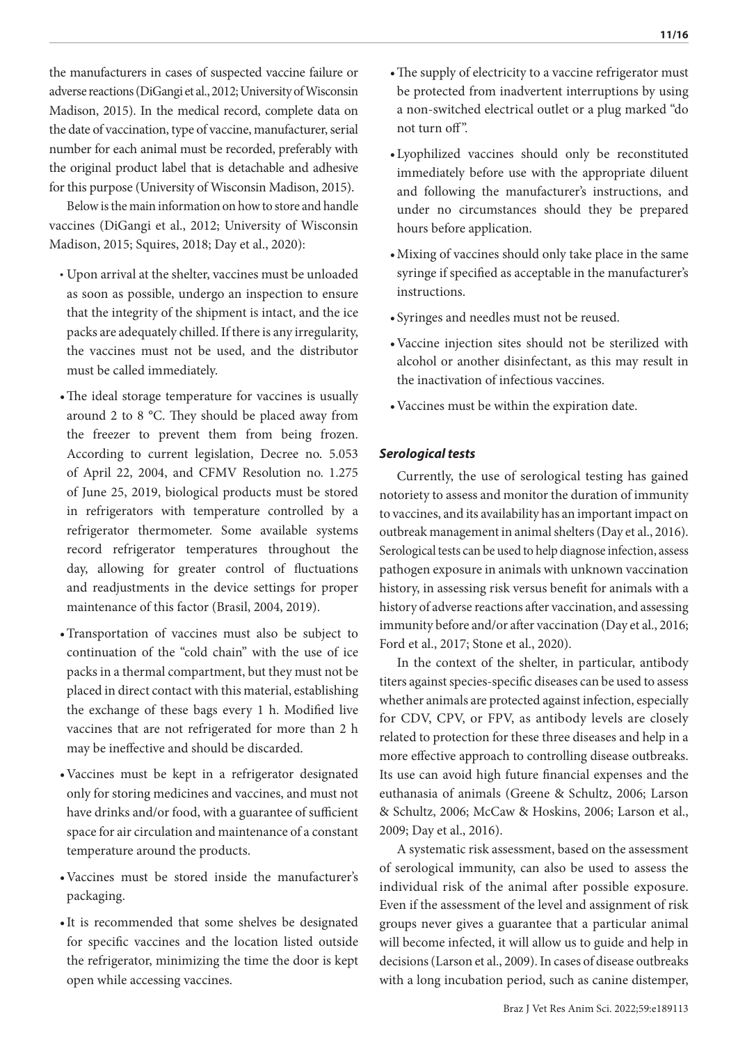the manufacturers in cases of suspected vaccine failure or adverse reactions (DiGangi et al., 2012; University of Wisconsin Madison, 2015). In the medical record, complete data on the date of vaccination, type of vaccine, manufacturer, serial number for each animal must be recorded, preferably with the original product label that is detachable and adhesive for this purpose (University of Wisconsin Madison, 2015).

Below is the main information on how to store and handle vaccines (DiGangi et al., 2012; University of Wisconsin Madison, 2015; Squires, 2018; Day et al., 2020):

- Upon arrival at the shelter, vaccines must be unloaded as soon as possible, undergo an inspection to ensure that the integrity of the shipment is intact, and the ice packs are adequately chilled. If there is any irregularity, the vaccines must not be used, and the distributor must be called immediately.
- The ideal storage temperature for vaccines is usually around 2 to 8 °C. They should be placed away from the freezer to prevent them from being frozen. According to current legislation, Decree no. 5.053 of April 22, 2004, and CFMV Resolution no. 1.275 of June 25, 2019, biological products must be stored in refrigerators with temperature controlled by a refrigerator thermometer. Some available systems record refrigerator temperatures throughout the day, allowing for greater control of fluctuations and readjustments in the device settings for proper maintenance of this factor (Brasil, 2004, 2019).
- Transportation of vaccines must also be subject to continuation of the "cold chain" with the use of ice packs in a thermal compartment, but they must not be placed in direct contact with this material, establishing the exchange of these bags every 1 h. Modified live vaccines that are not refrigerated for more than 2 h may be ineffective and should be discarded.
- Vaccines must be kept in a refrigerator designated only for storing medicines and vaccines, and must not have drinks and/or food, with a guarantee of sufficient space for air circulation and maintenance of a constant temperature around the products.
- Vaccines must be stored inside the manufacturer's packaging.
- It is recommended that some shelves be designated for specific vaccines and the location listed outside the refrigerator, minimizing the time the door is kept open while accessing vaccines.
- The supply of electricity to a vaccine refrigerator must be protected from inadvertent interruptions by using a non-switched electrical outlet or a plug marked "do not turn off".
- Lyophilized vaccines should only be reconstituted immediately before use with the appropriate diluent and following the manufacturer's instructions, and under no circumstances should they be prepared hours before application.
- Mixing of vaccines should only take place in the same syringe if specified as acceptable in the manufacturer's instructions.
- Syringes and needles must not be reused.
- Vaccine injection sites should not be sterilized with alcohol or another disinfectant, as this may result in the inactivation of infectious vaccines.
- Vaccines must be within the expiration date.

### *Serological tests*

Currently, the use of serological testing has gained notoriety to assess and monitor the duration of immunity to vaccines, and its availability has an important impact on outbreak management in animal shelters (Day et al., 2016). Serological tests can be used to help diagnose infection, assess pathogen exposure in animals with unknown vaccination history, in assessing risk versus benefit for animals with a history of adverse reactions after vaccination, and assessing immunity before and/or after vaccination (Day et al., 2016; Ford et al., 2017; Stone et al., 2020).

In the context of the shelter, in particular, antibody titers against species-specific diseases can be used to assess whether animals are protected against infection, especially for CDV, CPV, or FPV, as antibody levels are closely related to protection for these three diseases and help in a more effective approach to controlling disease outbreaks. Its use can avoid high future financial expenses and the euthanasia of animals (Greene & Schultz, 2006; Larson & Schultz, 2006; McCaw & Hoskins, 2006; Larson et al., 2009; Day et al., 2016).

A systematic risk assessment, based on the assessment of serological immunity, can also be used to assess the individual risk of the animal after possible exposure. Even if the assessment of the level and assignment of risk groups never gives a guarantee that a particular animal will become infected, it will allow us to guide and help in decisions (Larson et al., 2009). In cases of disease outbreaks with a long incubation period, such as canine distemper,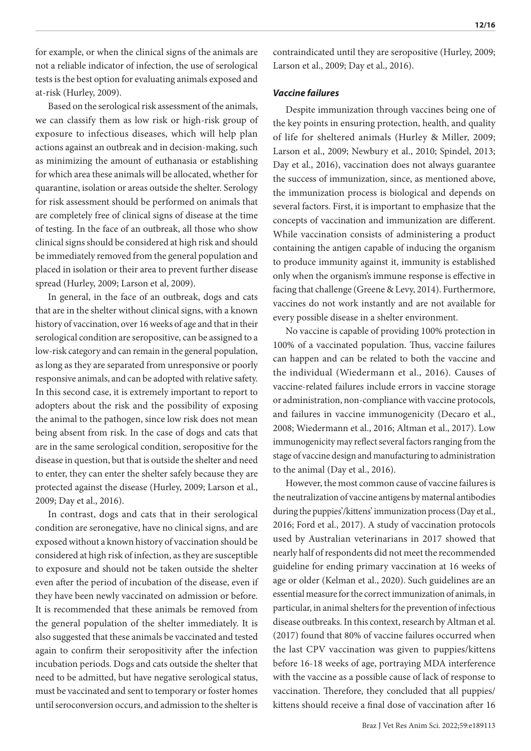for example, or when the clinical signs of the animals are not a reliable indicator of infection, the use of serological tests is the best option for evaluating animals exposed and at-risk (Hurley, 2009).

Based on the serological risk assessment of the animals, we can classify them as low risk or high-risk group of exposure to infectious diseases, which will help plan actions against an outbreak and in decision-making, such as minimizing the amount of euthanasia or establishing for which area these animals will be allocated, whether for quarantine, isolation or areas outside the shelter. Serology for risk assessment should be performed on animals that are completely free of clinical signs of disease at the time of testing. In the face of an outbreak, all those who show clinical signs should be considered at high risk and should be immediately removed from the general population and placed in isolation or their area to prevent further disease spread (Hurley, 2009; Larson et al, 2009).

In general, in the face of an outbreak, dogs and cats that are in the shelter without clinical signs, with a known history of vaccination, over 16 weeks of age and that in their serological condition are seropositive, can be assigned to a low-risk category and can remain in the general population, as long as they are separated from unresponsive or poorly responsive animals, and can be adopted with relative safety. In this second case, it is extremely important to report to adopters about the risk and the possibility of exposing the animal to the pathogen, since low risk does not mean being absent from risk. In the case of dogs and cats that are in the same serological condition, seropositive for the disease in question, but that is outside the shelter and need to enter, they can enter the shelter safely because they are protected against the disease (Hurley, 2009; Larson et al., 2009; Day et al., 2016).

In contrast, dogs and cats that in their serological condition are seronegative, have no clinical signs, and are exposed without a known history of vaccination should be considered at high risk of infection, as they are susceptible to exposure and should not be taken outside the shelter even after the period of incubation of the disease, even if they have been newly vaccinated on admission or before. It is recommended that these animals be removed from the general population of the shelter immediately. It is also suggested that these animals be vaccinated and tested again to confirm their seropositivity after the infection incubation periods. Dogs and cats outside the shelter that need to be admitted, but have negative serological status, must be vaccinated and sent to temporary or foster homes until seroconversion occurs, and admission to the shelter is contraindicated until they are seropositive (Hurley, 2009; Larson et al., 2009; Day et al., 2016).

### *Vaccine failures*

Despite immunization through vaccines being one of the key points in ensuring protection, health, and quality of life for sheltered animals (Hurley & Miller, 2009; Larson et al., 2009; Newbury et al., 2010; Spindel, 2013; Day et al., 2016), vaccination does not always guarantee the success of immunization, since, as mentioned above, the immunization process is biological and depends on several factors. First, it is important to emphasize that the concepts of vaccination and immunization are different. While vaccination consists of administering a product containing the antigen capable of inducing the organism to produce immunity against it, immunity is established only when the organism's immune response is effective in facing that challenge (Greene & Levy, 2014). Furthermore, vaccines do not work instantly and are not available for every possible disease in a shelter environment.

No vaccine is capable of providing 100% protection in 100% of a vaccinated population. Thus, vaccine failures can happen and can be related to both the vaccine and the individual (Wiedermann et al., 2016). Causes of vaccine-related failures include errors in vaccine storage or administration, non-compliance with vaccine protocols, and failures in vaccine immunogenicity (Decaro et al., 2008; Wiedermann et al., 2016; Altman et al., 2017). Low immunogenicity may reflect several factors ranging from the stage of vaccine design and manufacturing to administration to the animal (Day et al., 2016).

However, the most common cause of vaccine failures is the neutralization of vaccine antigens by maternal antibodies during the puppies'/kittens' immunization process (Day et al., 2016; Ford et al., 2017). A study of vaccination protocols used by Australian veterinarians in 2017 showed that nearly half of respondents did not meet the recommended guideline for ending primary vaccination at 16 weeks of age or older (Kelman et al., 2020). Such guidelines are an essential measure for the correct immunization of animals, in particular, in animal shelters for the prevention of infectious disease outbreaks. In this context, research by Altman et al. (2017) found that 80% of vaccine failures occurred when the last CPV vaccination was given to puppies/kittens before 16-18 weeks of age, portraying MDA interference with the vaccine as a possible cause of lack of response to vaccination. Therefore, they concluded that all puppies/kittens should receive a final dose of vaccination after 16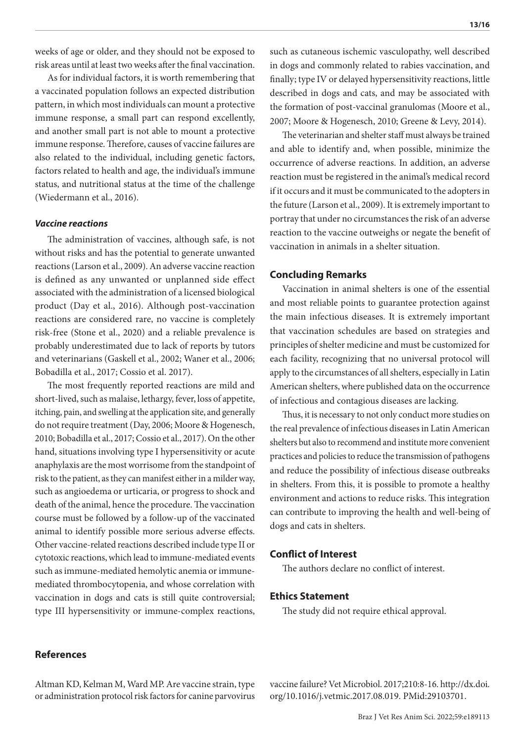weeks of age or older, and they should not be exposed to risk areas until at least two weeks after the final vaccination.

As for individual factors, it is worth remembering that a vaccinated population follows an expected distribution pattern, in which most individuals can mount a protective immune response, a small part can respond excellently, and another small part is not able to mount a protective immune response. Therefore, causes of vaccine failures are also related to the individual, including genetic factors, factors related to health and age, the individual's immune status, and nutritional status at the time of the challenge (Wiedermann et al., 2016).

### *Vaccine reactions*

The administration of vaccines, although safe, is not without risks and has the potential to generate unwanted reactions (Larson et al., 2009). An adverse vaccine reaction is defined as any unwanted or unplanned side effect associated with the administration of a licensed biological product (Day et al., 2016). Although post-vaccination reactions are considered rare, no vaccine is completely risk-free (Stone et al., 2020) and a reliable prevalence is probably underestimated due to lack of reports by tutors and veterinarians (Gaskell et al., 2002; Waner et al., 2006; Bobadilla et al., 2017; Cossio et al. 2017).

The most frequently reported reactions are mild and short-lived, such as malaise, lethargy, fever, loss of appetite, itching, pain, and swelling at the application site, and generally do not require treatment (Day, 2006; Moore & Hogenesch, 2010; Bobadilla et al., 2017; Cossio et al., 2017). On the other hand, situations involving type I hypersensitivity or acute anaphylaxis are the most worrisome from the standpoint of risk to the patient, as they can manifest either in a milder way, such as angioedema or urticaria, or progress to shock and death of the animal, hence the procedure. The vaccination course must be followed by a follow-up of the vaccinated animal to identify possible more serious adverse effects. Other vaccine-related reactions described include type II or cytotoxic reactions, which lead to immune-mediated events such as immune-mediated hemolytic anemia or immune-mediated thrombocytopenia, and whose correlation with vaccination in dogs and cats is still quite controversial; type III hypersensitivity or immune-complex reactions, such as cutaneous ischemic vasculopathy, well described in dogs and commonly related to rabies vaccination, and finally; type IV or delayed hypersensitivity reactions, little described in dogs and cats, and may be associated with the formation of post-vaccinal granulomas (Moore et al., 2007; Moore & Hogenesch, 2010; Greene & Levy, 2014).

The veterinarian and shelter staff must always be trained and able to identify and, when possible, minimize the occurrence of adverse reactions. In addition, an adverse reaction must be registered in the animal's medical record if it occurs and it must be communicated to the adopters in the future (Larson et al., 2009). It is extremely important to portray that under no circumstances the risk of an adverse reaction to the vaccine outweighs or negate the benefit of vaccination in animals in a shelter situation.

## Concluding Remarks

Vaccination in animal shelters is one of the essential and most reliable points to guarantee protection against the main infectious diseases. It is extremely important that vaccination schedules are based on strategies and principles of shelter medicine and must be customized for each facility, recognizing that no universal protocol will apply to the circumstances of all shelters, especially in Latin American shelters, where published data on the occurrence of infectious and contagious diseases are lacking.

Thus, it is necessary to not only conduct more studies on the real prevalence of infectious diseases in Latin American shelters but also to recommend and institute more convenient practices and policies to reduce the transmission of pathogens and reduce the possibility of infectious disease outbreaks in shelters. From this, it is possible to promote a healthy environment and actions to reduce risks. This integration can contribute to improving the health and well-being of dogs and cats in shelters.

## Conflict of Interest

The authors declare no conflict of interest.

## Ethics Statement

The study did not require ethical approval.

## References

Altman KD, Kelman M, Ward MP. Are vaccine strain, type or administration protocol risk factors for canine parvovirus vaccine failure? Vet Microbiol. 2017;210:8-16. http://dx.doi.org/10.1016/j.vetmic.2017.08.019. PMid:29103701.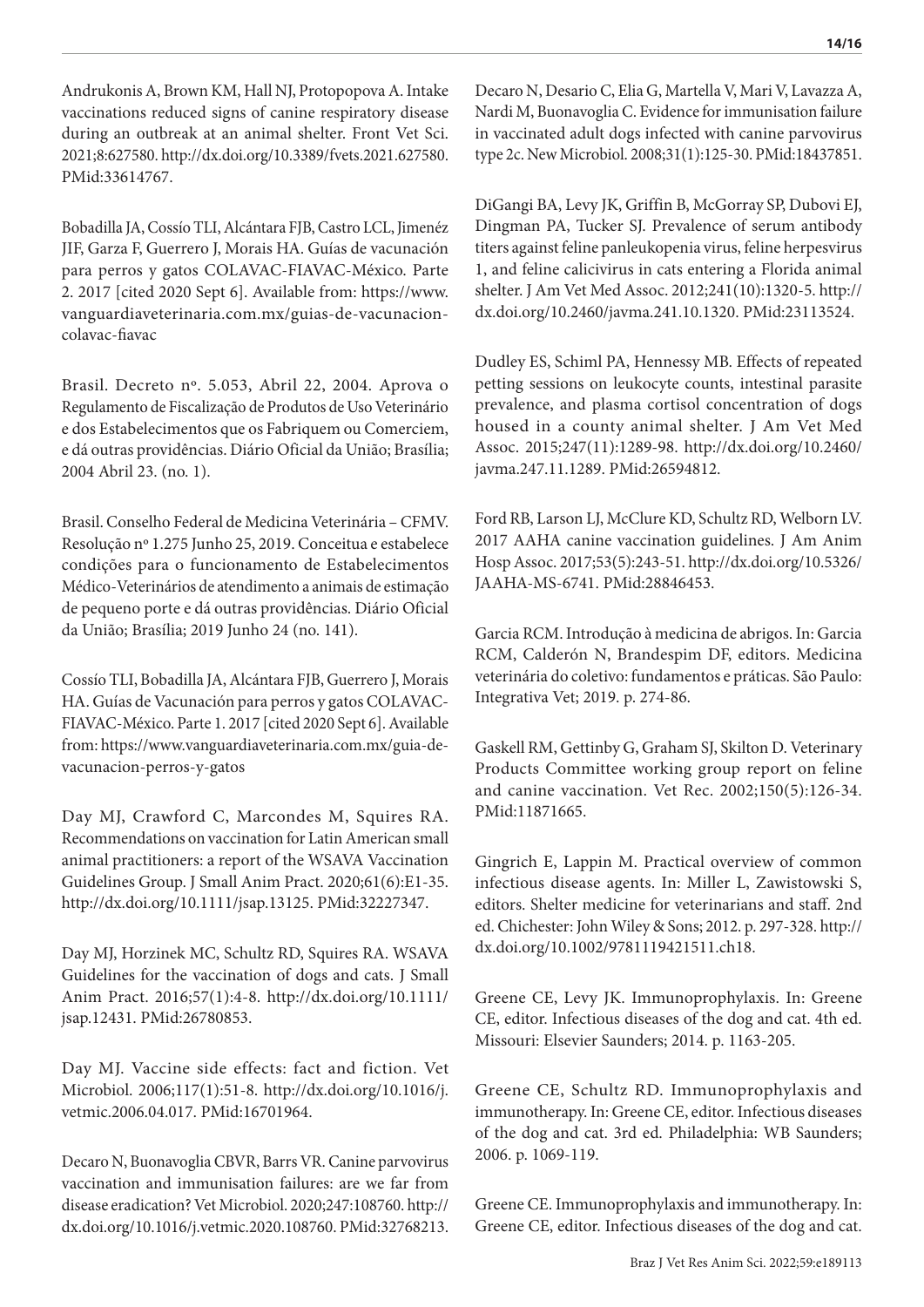Andrukonis A, Brown KM, Hall NJ, Protopopova A. Intake vaccinations reduced signs of canine respiratory disease during an outbreak at an animal shelter. Front Vet Sci. 2021;8:627580. http://dx.doi.org/10.3389/fvets.2021.627580. PMid:33614767.

Bobadilla JA, Cossío TLI, Alcántara FJB, Castro LCL, Jimenéz JIF, Garza F, Guerrero J, Morais HA. Guías de vacunación para perros y gatos COLAVAC-FIAVAC-México. Parte 2. 2017 [cited 2020 Sept 6]. Available from: https://www.vanguardiaveterinaria.com.mx/guias-de-vacunacion-colavac-fiavac

Brasil. Decreto nº. 5.053, Abril 22, 2004. Aprova o Regulamento de Fiscalização de Produtos de Uso Veterinário e dos Estabelecimentos que os Fabriquem ou Comerciem, e dá outras providências. Diário Oficial da União; Brasília; 2004 Abril 23. (no. 1).

Brasil. Conselho Federal de Medicina Veterinária – CFMV. Resolução nº 1.275 Junho 25, 2019. Conceitua e estabelece condições para o funcionamento de Estabelecimentos Médico-Veterinários de atendimento a animais de estimação de pequeno porte e dá outras providências. Diário Oficial da União; Brasília; 2019 Junho 24 (no. 141).

Cossío TLI, Bobadilla JA, Alcántara FJB, Guerrero J, Morais HA. Guías de Vacunación para perros y gatos COLAVAC-FIAVAC-México. Parte 1. 2017 [cited 2020 Sept 6]. Available from: https://www.vanguardiaveterinaria.com.mx/guia-de-vacunacion-perros-y-gatos

Day MJ, Crawford C, Marcondes M, Squires RA. Recommendations on vaccination for Latin American small animal practitioners: a report of the WSAVA Vaccination Guidelines Group. J Small Anim Pract. 2020;61(6):E1-35. http://dx.doi.org/10.1111/jsap.13125. PMid:32227347.

Day MJ, Horzinek MC, Schultz RD, Squires RA. WSAVA Guidelines for the vaccination of dogs and cats. J Small Anim Pract. 2016;57(1):4-8. http://dx.doi.org/10.1111/jsap.12431. PMid:26780853.

Day MJ. Vaccine side effects: fact and fiction. Vet Microbiol. 2006;117(1):51-8. http://dx.doi.org/10.1016/j.vetmic.2006.04.017. PMid:16701964.

Decaro N, Buonavoglia CBVR, Barrs VR. Canine parvovirus vaccination and immunisation failures: are we far from disease eradication? Vet Microbiol. 2020;247:108760. http://dx.doi.org/10.1016/j.vetmic.2020.108760. PMid:32768213.

Decaro N, Desario C, Elia G, Martella V, Mari V, Lavazza A, Nardi M, Buonavoglia C. Evidence for immunisation failure in vaccinated adult dogs infected with canine parvovirus type 2c. New Microbiol. 2008;31(1):125-30. PMid:18437851.

DiGangi BA, Levy JK, Griffin B, McGorray SP, Dubovi EJ, Dingman PA, Tucker SJ. Prevalence of serum antibody titers against feline panleukopenia virus, feline herpesvirus 1, and feline calicivirus in cats entering a Florida animal shelter. J Am Vet Med Assoc. 2012;241(10):1320-5. http://dx.doi.org/10.2460/javma.241.10.1320. PMid:23113524.

Dudley ES, Schiml PA, Hennessy MB. Effects of repeated petting sessions on leukocyte counts, intestinal parasite prevalence, and plasma cortisol concentration of dogs housed in a county animal shelter. J Am Vet Med Assoc. 2015;247(11):1289-98. http://dx.doi.org/10.2460/javma.247.11.1289. PMid:26594812.

Ford RB, Larson LJ, McClure KD, Schultz RD, Welborn LV. 2017 AAHA canine vaccination guidelines. J Am Anim Hosp Assoc. 2017;53(5):243-51. http://dx.doi.org/10.5326/JAAHA-MS-6741. PMid:28846453.

Garcia RCM. Introdução à medicina de abrigos. In: Garcia RCM, Calderón N, Brandespim DF, editors. Medicina veterinária do coletivo: fundamentos e práticas. São Paulo: Integrativa Vet; 2019. p. 274-86.

Gaskell RM, Gettinby G, Graham SJ, Skilton D. Veterinary Products Committee working group report on feline and canine vaccination. Vet Rec. 2002;150(5):126-34. PMid:11871665.

Gingrich E, Lappin M. Practical overview of common infectious disease agents. In: Miller L, Zawistowski S, editors. Shelter medicine for veterinarians and staff. 2nd ed. Chichester: John Wiley & Sons; 2012. p. 297-328. http://dx.doi.org/10.1002/9781119421511.ch18.

Greene CE, Levy JK. Immunoprophylaxis. In: Greene CE, editor. Infectious diseases of the dog and cat. 4th ed. Missouri: Elsevier Saunders; 2014. p. 1163-205.

Greene CE, Schultz RD. Immunoprophylaxis and immunotherapy. In: Greene CE, editor. Infectious diseases of the dog and cat. 3rd ed. Philadelphia: WB Saunders; 2006. p. 1069-119.

Greene CE. Immunoprophylaxis and immunotherapy. In: Greene CE, editor. Infectious diseases of the dog and cat.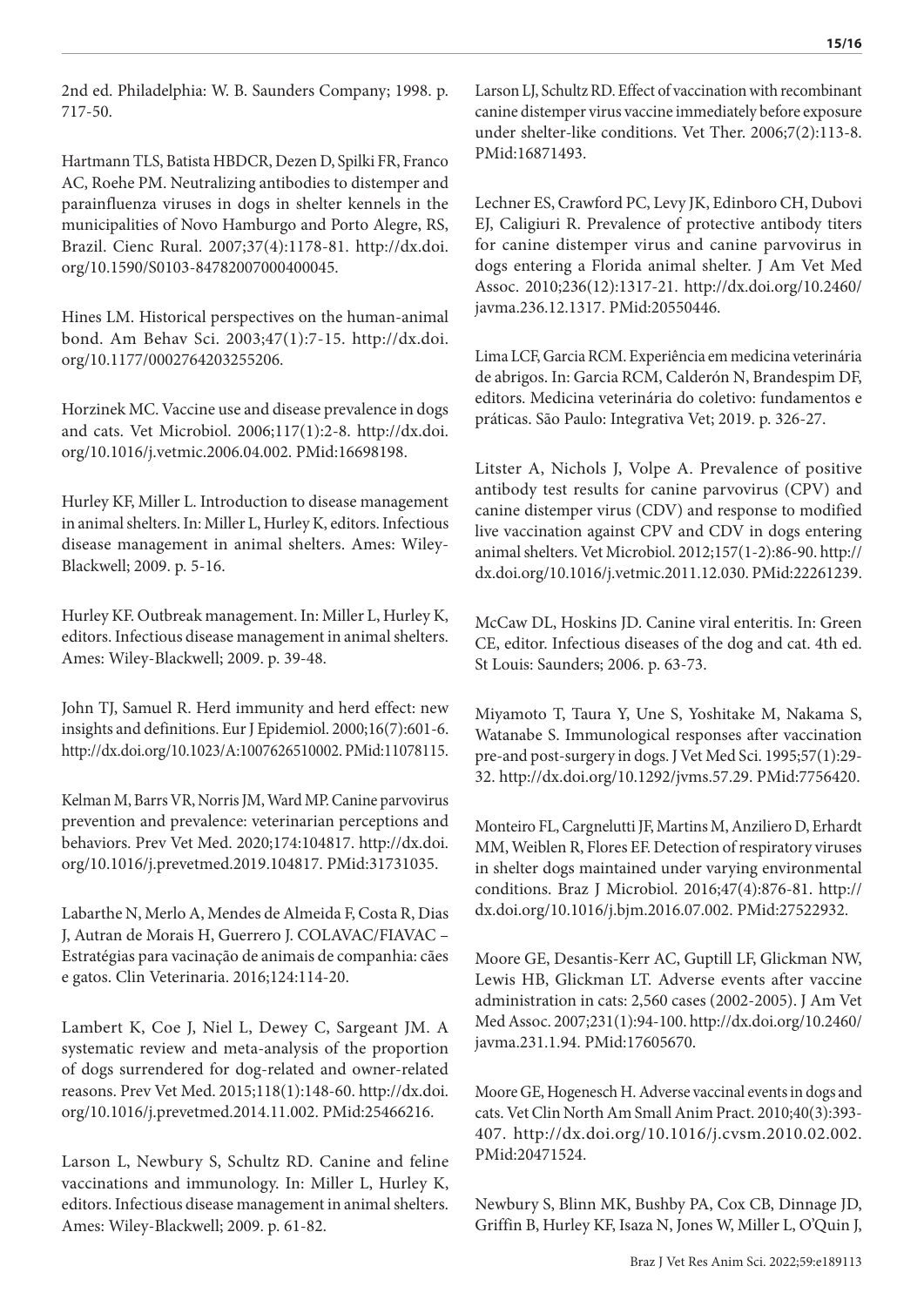2nd ed. Philadelphia: W. B. Saunders Company; 1998. p. 717-50.

Hartmann TLS, Batista HBDCR, Dezen D, Spilki FR, Franco AC, Roehe PM. Neutralizing antibodies to distemper and parainfluenza viruses in dogs in shelter kennels in the municipalities of Novo Hamburgo and Porto Alegre, RS, Brazil. Cienc Rural. 2007;37(4):1178-81. http://dx.doi.org/10.1590/S0103-84782007000400045.

Hines LM. Historical perspectives on the human-animal bond. Am Behav Sci. 2003;47(1):7-15. http://dx.doi.org/10.1177/0002764203255206.

Horzinek MC. Vaccine use and disease prevalence in dogs and cats. Vet Microbiol. 2006;117(1):2-8. http://dx.doi.org/10.1016/j.vetmic.2006.04.002. PMid:16698198.

Hurley KF, Miller L. Introduction to disease management in animal shelters. In: Miller L, Hurley K, editors. Infectious disease management in animal shelters. Ames: Wiley-Blackwell; 2009. p. 5-16.

Hurley KF. Outbreak management. In: Miller L, Hurley K, editors. Infectious disease management in animal shelters. Ames: Wiley-Blackwell; 2009. p. 39-48.

John TJ, Samuel R. Herd immunity and herd effect: new insights and definitions. Eur J Epidemiol. 2000;16(7):601-6. http://dx.doi.org/10.1023/A:1007626510002. PMid:11078115.

Kelman M, Barrs VR, Norris JM, Ward MP. Canine parvovirus prevention and prevalence: veterinarian perceptions and behaviors. Prev Vet Med. 2020;174:104817. http://dx.doi.org/10.1016/j.prevetmed.2019.104817. PMid:31731035.

Labarthe N, Merlo A, Mendes de Almeida F, Costa R, Dias J, Autran de Morais H, Guerrero J. COLAVAC/FIAVAC – Estratégias para vacinação de animais de companhia: cães e gatos. Clin Veterinaria. 2016;124:114-20.

Lambert K, Coe J, Niel L, Dewey C, Sargeant JM. A systematic review and meta-analysis of the proportion of dogs surrendered for dog-related and owner-related reasons. Prev Vet Med. 2015;118(1):148-60. http://dx.doi.org/10.1016/j.prevetmed.2014.11.002. PMid:25466216.

Larson L, Newbury S, Schultz RD. Canine and feline vaccinations and immunology. In: Miller L, Hurley K, editors. Infectious disease management in animal shelters. Ames: Wiley-Blackwell; 2009. p. 61-82.

Larson LJ, Schultz RD. Effect of vaccination with recombinant canine distemper virus vaccine immediately before exposure under shelter-like conditions. Vet Ther. 2006;7(2):113-8. PMid:16871493.

Lechner ES, Crawford PC, Levy JK, Edinboro CH, Dubovi EJ, Caligiuri R. Prevalence of protective antibody titers for canine distemper virus and canine parvovirus in dogs entering a Florida animal shelter. J Am Vet Med Assoc. 2010;236(12):1317-21. http://dx.doi.org/10.2460/javma.236.12.1317. PMid:20550446.

Lima LCF, Garcia RCM. Experiência em medicina veterinária de abrigos. In: Garcia RCM, Calderón N, Brandespim DF, editors. Medicina veterinária do coletivo: fundamentos e práticas. São Paulo: Integrativa Vet; 2019. p. 326-27.

Litster A, Nichols J, Volpe A. Prevalence of positive antibody test results for canine parvovirus (CPV) and canine distemper virus (CDV) and response to modified live vaccination against CPV and CDV in dogs entering animal shelters. Vet Microbiol. 2012;157(1-2):86-90. http://dx.doi.org/10.1016/j.vetmic.2011.12.030. PMid:22261239.

McCaw DL, Hoskins JD. Canine viral enteritis. In: Green CE, editor. Infectious diseases of the dog and cat. 4th ed. St Louis: Saunders; 2006. p. 63-73.

Miyamoto T, Taura Y, Une S, Yoshitake M, Nakama S, Watanabe S. Immunological responses after vaccination pre-and post-surgery in dogs. J Vet Med Sci. 1995;57(1):29-32. http://dx.doi.org/10.1292/jvms.57.29. PMid:7756420.

Monteiro FL, Cargnelutti JF, Martins M, Anziliero D, Erhardt MM, Weiblen R, Flores EF. Detection of respiratory viruses in shelter dogs maintained under varying environmental conditions. Braz J Microbiol. 2016;47(4):876-81. http://dx.doi.org/10.1016/j.bjm.2016.07.002. PMid:27522932.

Moore GE, Desantis-Kerr AC, Guptill LF, Glickman NW, Lewis HB, Glickman LT. Adverse events after vaccine administration in cats: 2,560 cases (2002-2005). J Am Vet Med Assoc. 2007;231(1):94-100. http://dx.doi.org/10.2460/javma.231.1.94. PMid:17605670.

Moore GE, Hogenesch H. Adverse vaccinal events in dogs and cats. Vet Clin North Am Small Anim Pract. 2010;40(3):393-407. http://dx.doi.org/10.1016/j.cvsm.2010.02.002. PMid:20471524.

Newbury S, Blinn MK, Bushby PA, Cox CB, Dinnage JD, Griffin B, Hurley KF, Isaza N, Jones W, Miller L, O'Quin J,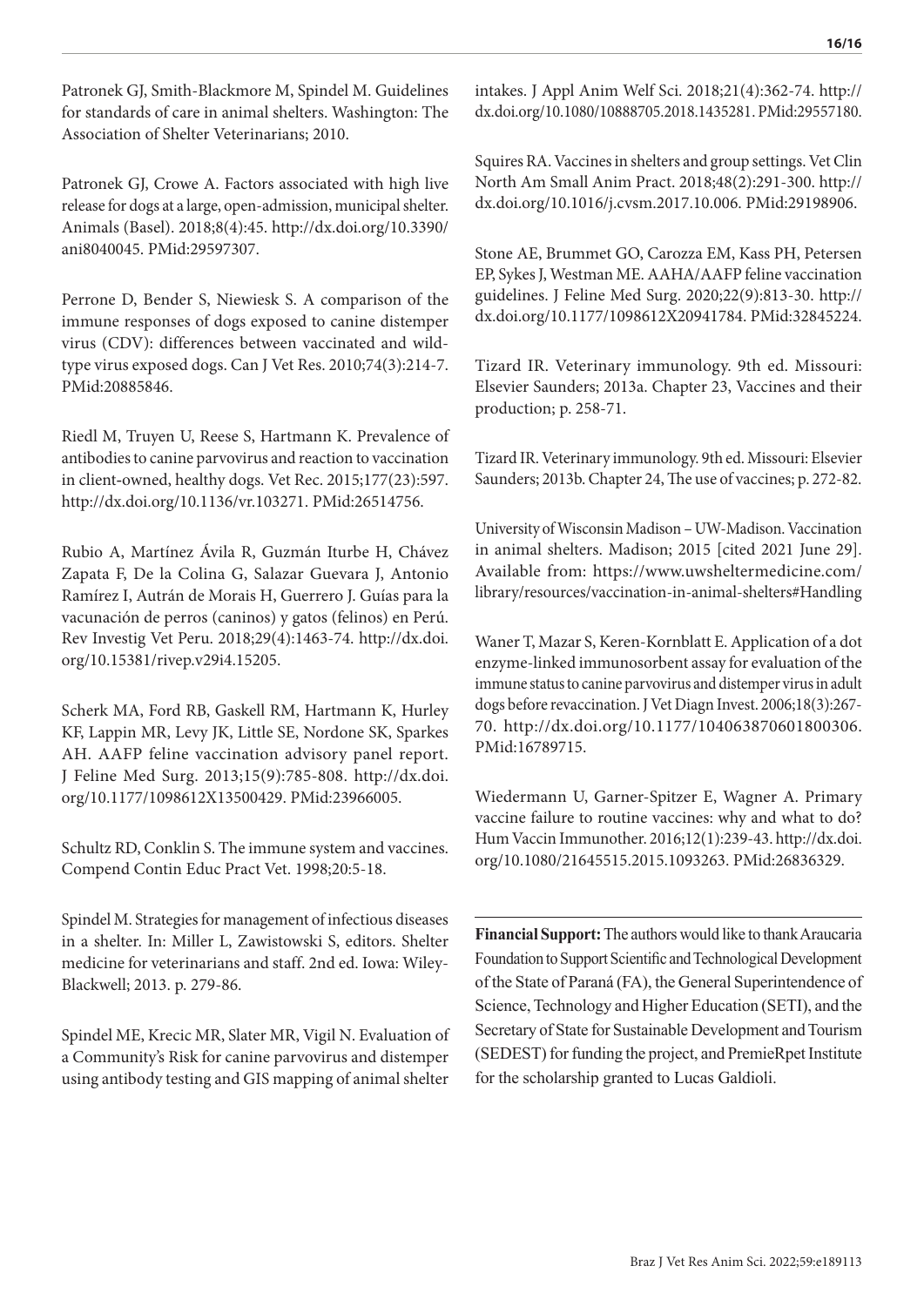Patronek GJ, Smith-Blackmore M, Spindel M. Guidelines for standards of care in animal shelters. Washington: The Association of Shelter Veterinarians; 2010.

Patronek GJ, Crowe A. Factors associated with high live release for dogs at a large, open-admission, municipal shelter. Animals (Basel). 2018;8(4):45. http://dx.doi.org/10.3390/ani8040045. PMid:29597307.

Perrone D, Bender S, Niewiesk S. A comparison of the immune responses of dogs exposed to canine distemper virus (CDV): differences between vaccinated and wild-type virus exposed dogs. Can J Vet Res. 2010;74(3):214-7. PMid:20885846.

Riedl M, Truyen U, Reese S, Hartmann K. Prevalence of antibodies to canine parvovirus and reaction to vaccination in client-owned, healthy dogs. Vet Rec. 2015;177(23):597. http://dx.doi.org/10.1136/vr.103271. PMid:26514756.

Rubio A, Martínez Ávila R, Guzmán Iturbe H, Chávez Zapata F, De la Colina G, Salazar Guevara J, Antonio Ramírez I, Autrán de Morais H, Guerrero J. Guías para la vacunación de perros (caninos) y gatos (felinos) en Perú. Rev Investig Vet Peru. 2018;29(4):1463-74. http://dx.doi.org/10.15381/rivep.v29i4.15205.

Scherk MA, Ford RB, Gaskell RM, Hartmann K, Hurley KF, Lappin MR, Levy JK, Little SE, Nordone SK, Sparkes AH. AAFP feline vaccination advisory panel report. J Feline Med Surg. 2013;15(9):785-808. http://dx.doi.org/10.1177/1098612X13500429. PMid:23966005.

Schultz RD, Conklin S. The immune system and vaccines. Compend Contin Educ Pract Vet. 1998;20:5-18.

Spindel M. Strategies for management of infectious diseases in a shelter. In: Miller L, Zawistowski S, editors. Shelter medicine for veterinarians and staff. 2nd ed. Iowa: Wiley-Blackwell; 2013. p. 279-86.

Spindel ME, Krecic MR, Slater MR, Vigil N. Evaluation of a Community's Risk for canine parvovirus and distemper using antibody testing and GIS mapping of animal shelter intakes. J Appl Anim Welf Sci. 2018;21(4):362-74. http://dx.doi.org/10.1080/10888705.2018.1435281. PMid:29557180.

Squires RA. Vaccines in shelters and group settings. Vet Clin North Am Small Anim Pract. 2018;48(2):291-300. http://dx.doi.org/10.1016/j.cvsm.2017.10.006. PMid:29198906.

Stone AE, Brummet GO, Carozza EM, Kass PH, Petersen EP, Sykes J, Westman ME. AAHA/AAFP feline vaccination guidelines. J Feline Med Surg. 2020;22(9):813-30. http://dx.doi.org/10.1177/1098612X20941784. PMid:32845224.

Tizard IR. Veterinary immunology. 9th ed. Missouri: Elsevier Saunders; 2013a. Chapter 23, Vaccines and their production; p. 258-71.

Tizard IR. Veterinary immunology. 9th ed. Missouri: Elsevier Saunders; 2013b. Chapter 24, The use of vaccines; p. 272-82.

University of Wisconsin Madison – UW-Madison. Vaccination in animal shelters. Madison; 2015 [cited 2021 June 29]. Available from: https://www.uwsheltermedicine.com/library/resources/vaccination-in-animal-shelters#Handling

Waner T, Mazar S, Keren-Kornblatt E. Application of a dot enzyme-linked immunosorbent assay for evaluation of the immune status to canine parvovirus and distemper virus in adult dogs before revaccination. J Vet Diagn Invest. 2006;18(3):267-70. http://dx.doi.org/10.1177/104063870601800306. PMid:16789715.

Wiedermann U, Garner-Spitzer E, Wagner A. Primary vaccine failure to routine vaccines: why and what to do? Hum Vaccin Immunother. 2016;12(1):239-43. http://dx.doi.org/10.1080/21645515.2015.1093263. PMid:26836329.

---

**Financial Support:** The authors would like to thank Araucaria Foundation to Support Scientific and Technological Development of the State of Paraná (FA), the General Superintendence of Science, Technology and Higher Education (SETI), and the Secretary of State for Sustainable Development and Tourism (SEDEST) for funding the project, and PremieRpet Institute for the scholarship granted to Lucas Galdioli.